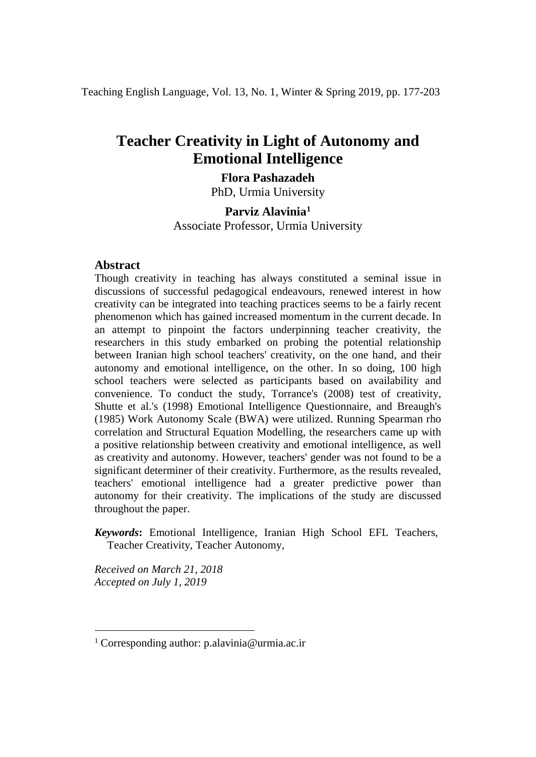# Teacher Creativity in Light of Autonomy and Emotional Intelligence

**Flora Pashazadeh**
PhD, Urmia University

**Parviz Alavinia**[1]
Associate Professor, Urmia University

## Abstract

Though creativity in teaching has always constituted a seminal issue in discussions of successful pedagogical endeavours, renewed interest in how creativity can be integrated into teaching practices seems to be a fairly recent phenomenon which has gained increased momentum in the current decade. In an attempt to pinpoint the factors underpinning teacher creativity, the researchers in this study embarked on probing the potential relationship between Iranian high school teachers' creativity, on the one hand, and their autonomy and emotional intelligence, on the other. In so doing, 100 high school teachers were selected as participants based on availability and convenience. To conduct the study, Torrance's (2008) test of creativity, Shutte et al.'s (1998) Emotional Intelligence Questionnaire, and Breaugh's (1985) Work Autonomy Scale (BWA) were utilized. Running Spearman rho correlation and Structural Equation Modelling, the researchers came up with a positive relationship between creativity and emotional intelligence, as well as creativity and autonomy. However, teachers' gender was not found to be a significant determiner of their creativity. Furthermore, as the results revealed, teachers' emotional intelligence had a greater predictive power than autonomy for their creativity. The implications of the study are discussed throughout the paper.

***Keywords*:** Emotional Intelligence, Iranian High School EFL Teachers, Teacher Creativity, Teacher Autonomy,

*Received on March 21, 2018*
*Accepted on July 1, 2019*

---

[1] Corresponding author: p.alavinia@urmia.ac.ir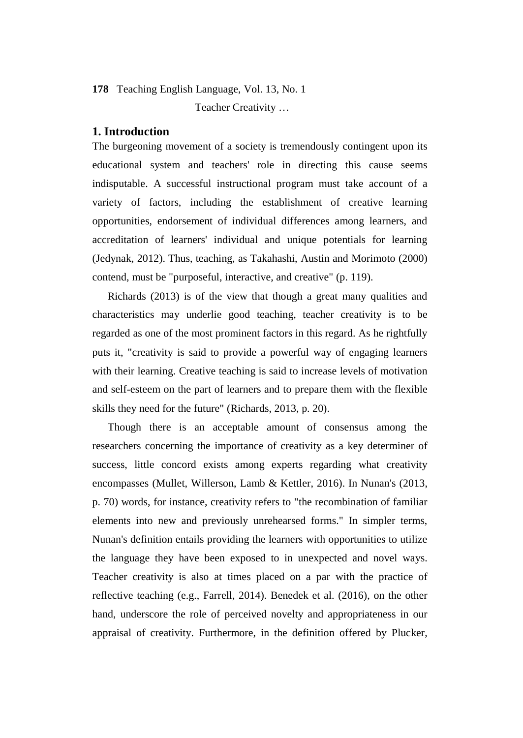## 1. Introduction

The burgeoning movement of a society is tremendously contingent upon its educational system and teachers' role in directing this cause seems indisputable. A successful instructional program must take account of a variety of factors, including the establishment of creative learning opportunities, endorsement of individual differences among learners, and accreditation of learners' individual and unique potentials for learning (Jedynak, 2012). Thus, teaching, as Takahashi, Austin and Morimoto (2000) contend, must be "purposeful, interactive, and creative" (p. 119).

Richards (2013) is of the view that though a great many qualities and characteristics may underlie good teaching, teacher creativity is to be regarded as one of the most prominent factors in this regard. As he rightfully puts it, "creativity is said to provide a powerful way of engaging learners with their learning. Creative teaching is said to increase levels of motivation and self-esteem on the part of learners and to prepare them with the flexible skills they need for the future" (Richards, 2013, p. 20).

Though there is an acceptable amount of consensus among the researchers concerning the importance of creativity as a key determiner of success, little concord exists among experts regarding what creativity encompasses (Mullet, Willerson, Lamb & Kettler, 2016). In Nunan's (2013, p. 70) words, for instance, creativity refers to "the recombination of familiar elements into new and previously unrehearsed forms." In simpler terms, Nunan's definition entails providing the learners with opportunities to utilize the language they have been exposed to in unexpected and novel ways. Teacher creativity is also at times placed on a par with the practice of reflective teaching (e.g., Farrell, 2014). Benedek et al. (2016), on the other hand, underscore the role of perceived novelty and appropriateness in our appraisal of creativity. Furthermore, in the definition offered by Plucker,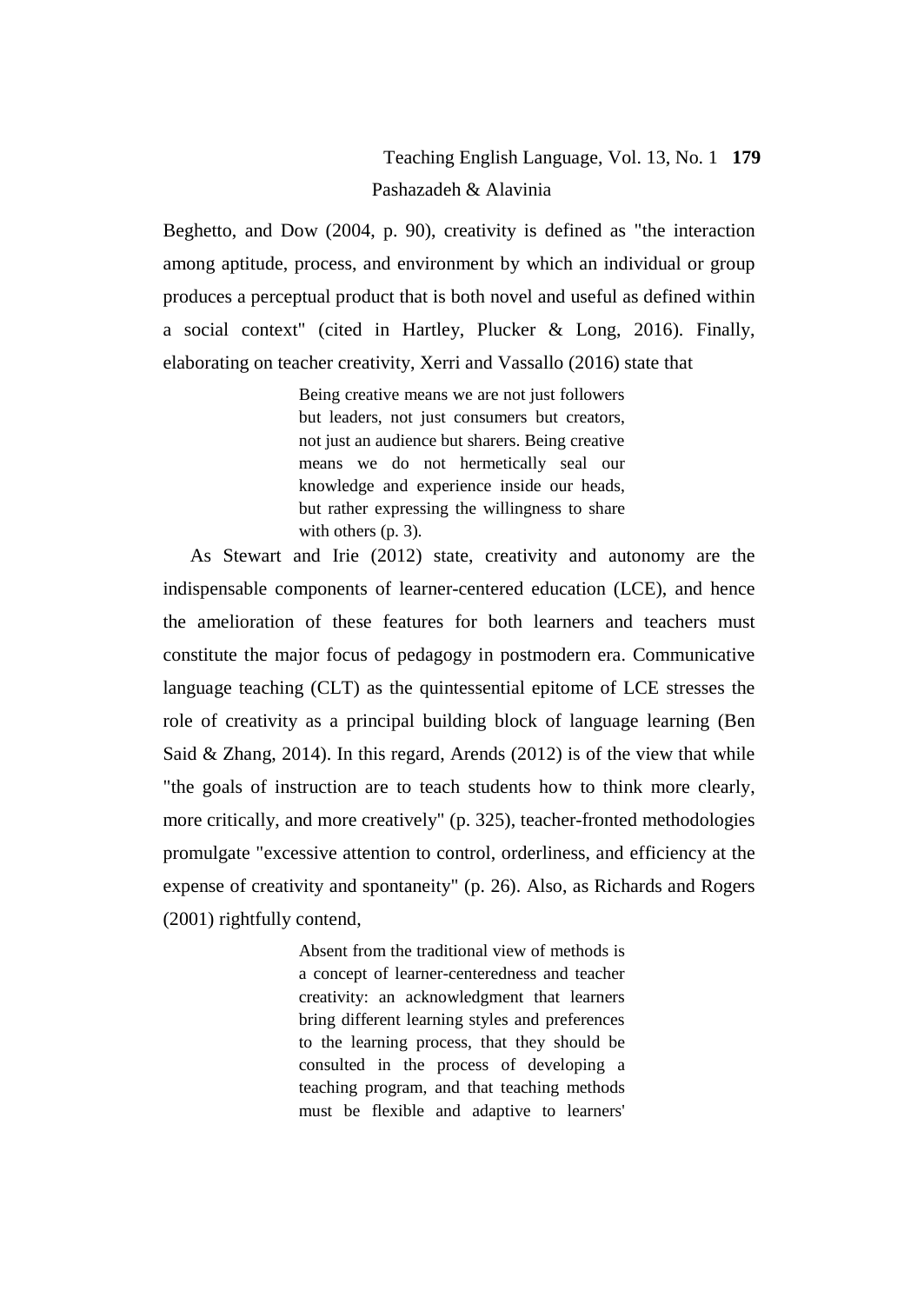Beghetto, and Dow (2004, p. 90), creativity is defined as "the interaction among aptitude, process, and environment by which an individual or group produces a perceptual product that is both novel and useful as defined within a social context" (cited in Hartley, Plucker & Long, 2016). Finally, elaborating on teacher creativity, Xerri and Vassallo (2016) state that

> Being creative means we are not just followers but leaders, not just consumers but creators, not just an audience but sharers. Being creative means we do not hermetically seal our knowledge and experience inside our heads, but rather expressing the willingness to share with others (p. 3).

As Stewart and Irie (2012) state, creativity and autonomy are the indispensable components of learner-centered education (LCE), and hence the amelioration of these features for both learners and teachers must constitute the major focus of pedagogy in postmodern era. Communicative language teaching (CLT) as the quintessential epitome of LCE stresses the role of creativity as a principal building block of language learning (Ben Said & Zhang, 2014). In this regard, Arends (2012) is of the view that while "the goals of instruction are to teach students how to think more clearly, more critically, and more creatively" (p. 325), teacher-fronted methodologies promulgate "excessive attention to control, orderliness, and efficiency at the expense of creativity and spontaneity" (p. 26). Also, as Richards and Rogers (2001) rightfully contend,

> Absent from the traditional view of methods is a concept of learner-centeredness and teacher creativity: an acknowledgment that learners bring different learning styles and preferences to the learning process, that they should be consulted in the process of developing a teaching program, and that teaching methods must be flexible and adaptive to learners'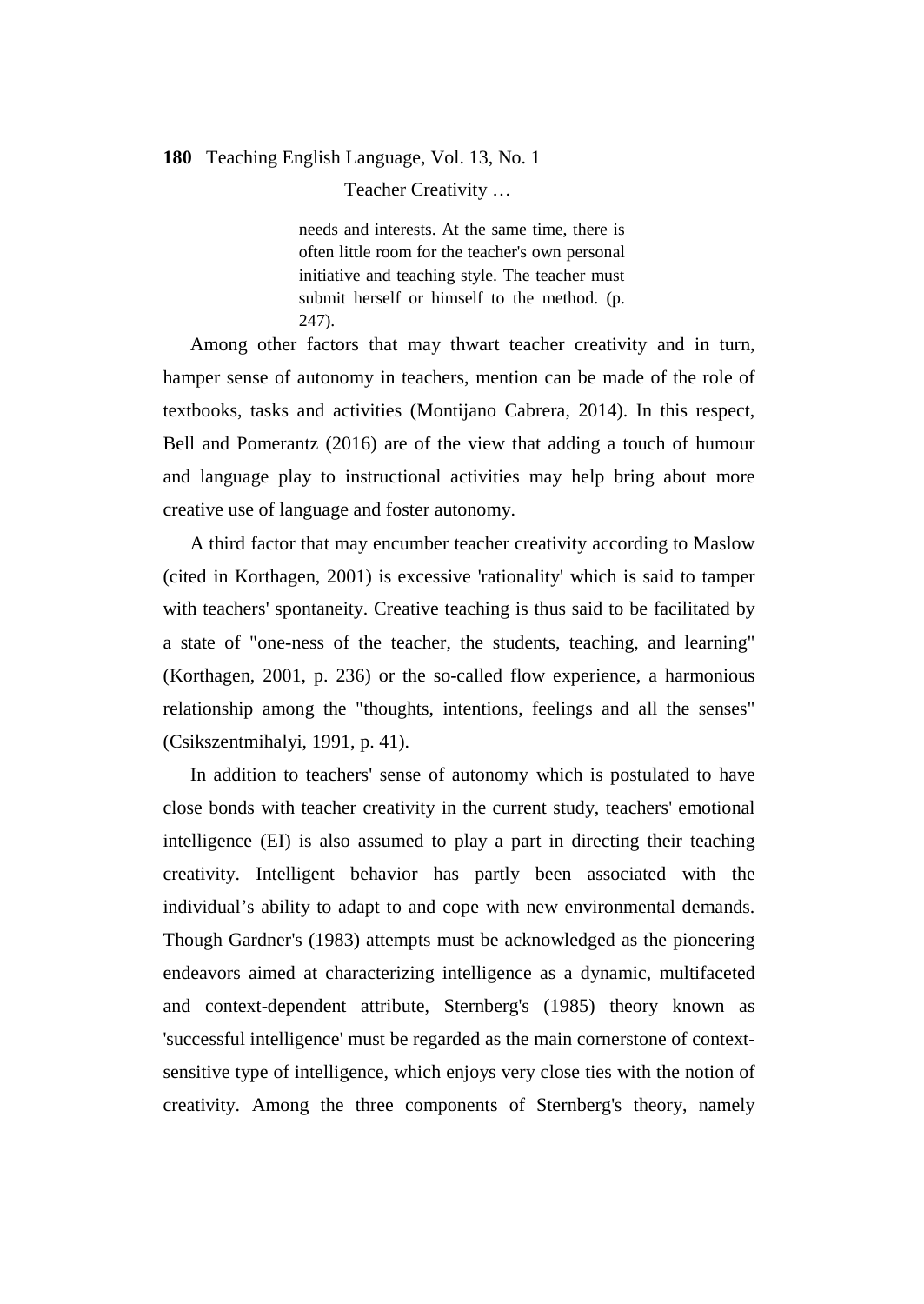> needs and interests. At the same time, there is often little room for the teacher's own personal initiative and teaching style. The teacher must submit herself or himself to the method. (p. 247).

Among other factors that may thwart teacher creativity and in turn, hamper sense of autonomy in teachers, mention can be made of the role of textbooks, tasks and activities (Montijano Cabrera, 2014). In this respect, Bell and Pomerantz (2016) are of the view that adding a touch of humour and language play to instructional activities may help bring about more creative use of language and foster autonomy.

A third factor that may encumber teacher creativity according to Maslow (cited in Korthagen, 2001) is excessive 'rationality' which is said to tamper with teachers' spontaneity. Creative teaching is thus said to be facilitated by a state of "one-ness of the teacher, the students, teaching, and learning" (Korthagen, 2001, p. 236) or the so-called flow experience, a harmonious relationship among the "thoughts, intentions, feelings and all the senses" (Csikszentmihalyi, 1991, p. 41).

In addition to teachers' sense of autonomy which is postulated to have close bonds with teacher creativity in the current study, teachers' emotional intelligence (EI) is also assumed to play a part in directing their teaching creativity. Intelligent behavior has partly been associated with the individual's ability to adapt to and cope with new environmental demands. Though Gardner's (1983) attempts must be acknowledged as the pioneering endeavors aimed at characterizing intelligence as a dynamic, multifaceted and context-dependent attribute, Sternberg's (1985) theory known as 'successful intelligence' must be regarded as the main cornerstone of context-sensitive type of intelligence, which enjoys very close ties with the notion of creativity. Among the three components of Sternberg's theory, namely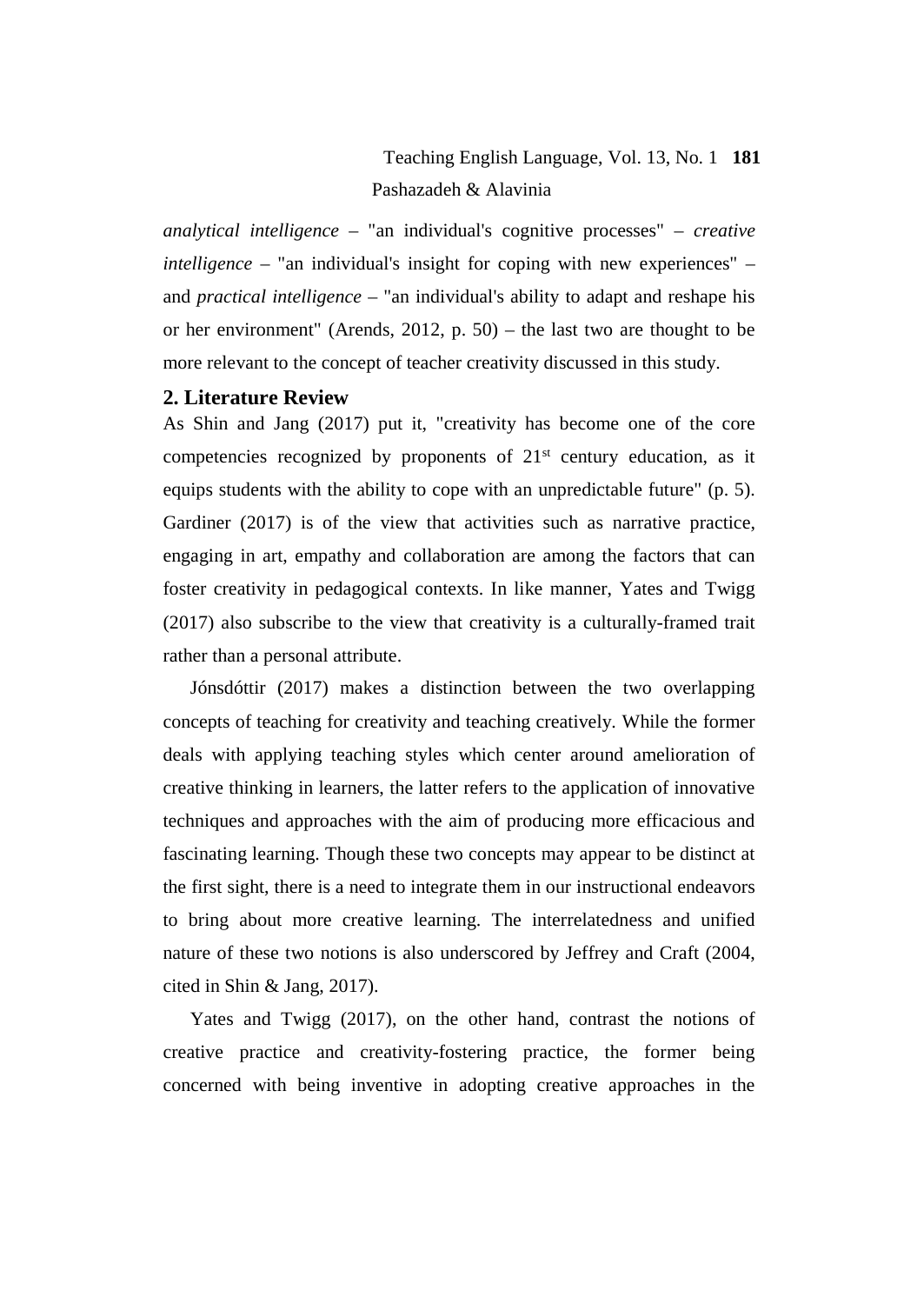*analytical intelligence* – "an individual's cognitive processes" – *creative intelligence* – "an individual's insight for coping with new experiences" – and *practical intelligence* – "an individual's ability to adapt and reshape his or her environment" (Arends, 2012, p. 50) – the last two are thought to be more relevant to the concept of teacher creativity discussed in this study.

## 2. Literature Review

As Shin and Jang (2017) put it, "creativity has become one of the core competencies recognized by proponents of 21st century education, as it equips students with the ability to cope with an unpredictable future" (p. 5). Gardiner (2017) is of the view that activities such as narrative practice, engaging in art, empathy and collaboration are among the factors that can foster creativity in pedagogical contexts. In like manner, Yates and Twigg (2017) also subscribe to the view that creativity is a culturally-framed trait rather than a personal attribute.

Jónsdóttir (2017) makes a distinction between the two overlapping concepts of teaching for creativity and teaching creatively. While the former deals with applying teaching styles which center around amelioration of creative thinking in learners, the latter refers to the application of innovative techniques and approaches with the aim of producing more efficacious and fascinating learning. Though these two concepts may appear to be distinct at the first sight, there is a need to integrate them in our instructional endeavors to bring about more creative learning. The interrelatedness and unified nature of these two notions is also underscored by Jeffrey and Craft (2004, cited in Shin & Jang, 2017).

Yates and Twigg (2017), on the other hand, contrast the notions of creative practice and creativity-fostering practice, the former being concerned with being inventive in adopting creative approaches in the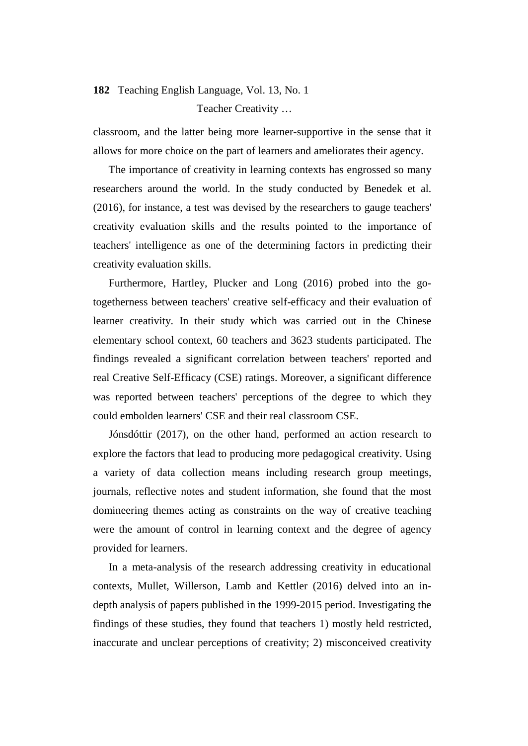classroom, and the latter being more learner-supportive in the sense that it allows for more choice on the part of learners and ameliorates their agency.

The importance of creativity in learning contexts has engrossed so many researchers around the world. In the study conducted by Benedek et al. (2016), for instance, a test was devised by the researchers to gauge teachers' creativity evaluation skills and the results pointed to the importance of teachers' intelligence as one of the determining factors in predicting their creativity evaluation skills.

Furthermore, Hartley, Plucker and Long (2016) probed into the go-togetherness between teachers' creative self-efficacy and their evaluation of learner creativity. In their study which was carried out in the Chinese elementary school context, 60 teachers and 3623 students participated. The findings revealed a significant correlation between teachers' reported and real Creative Self-Efficacy (CSE) ratings. Moreover, a significant difference was reported between teachers' perceptions of the degree to which they could embolden learners' CSE and their real classroom CSE.

Jónsdóttir (2017), on the other hand, performed an action research to explore the factors that lead to producing more pedagogical creativity. Using a variety of data collection means including research group meetings, journals, reflective notes and student information, she found that the most domineering themes acting as constraints on the way of creative teaching were the amount of control in learning context and the degree of agency provided for learners.

In a meta-analysis of the research addressing creativity in educational contexts, Mullet, Willerson, Lamb and Kettler (2016) delved into an in-depth analysis of papers published in the 1999-2015 period. Investigating the findings of these studies, they found that teachers 1) mostly held restricted, inaccurate and unclear perceptions of creativity; 2) misconceived creativity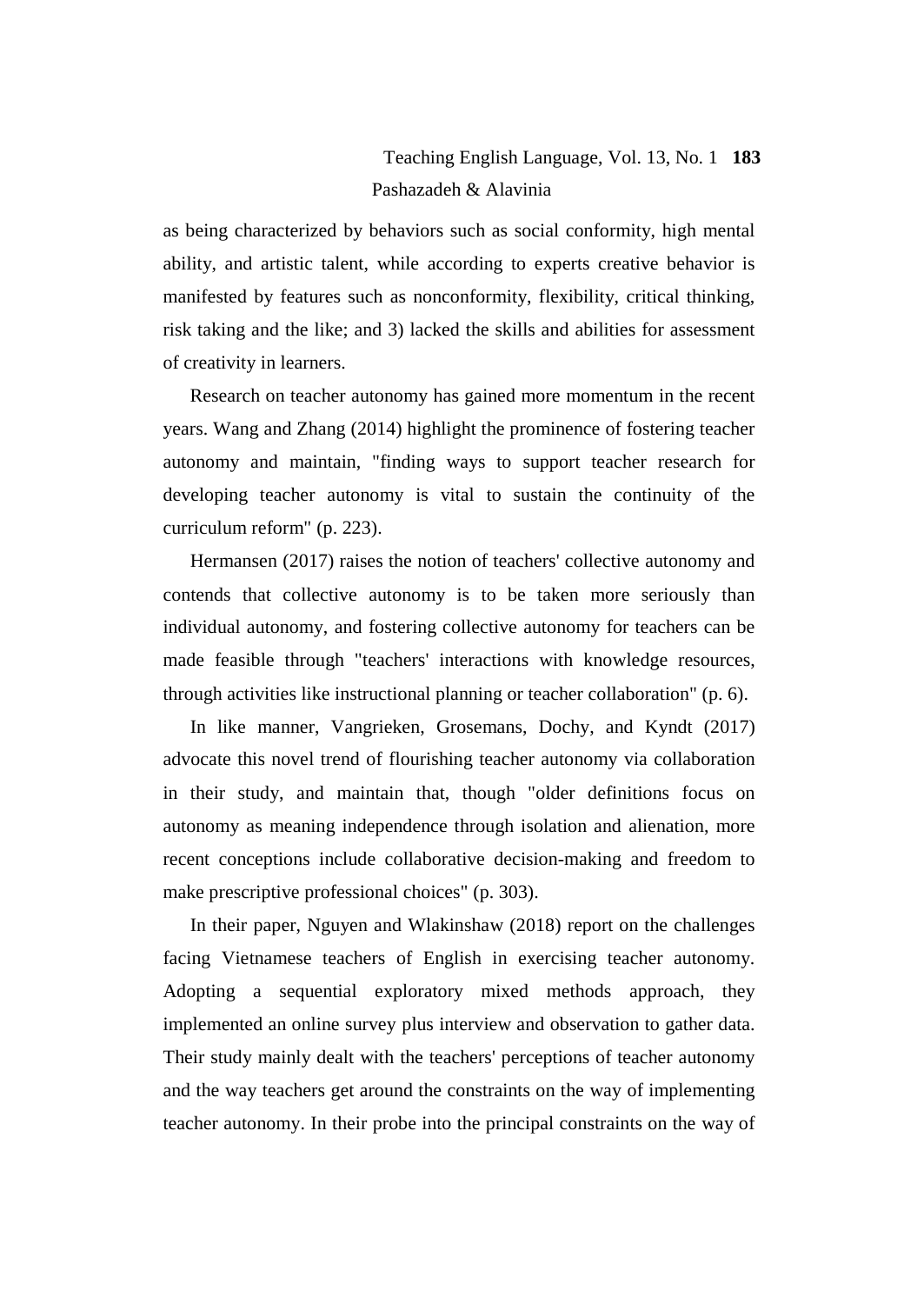as being characterized by behaviors such as social conformity, high mental ability, and artistic talent, while according to experts creative behavior is manifested by features such as nonconformity, flexibility, critical thinking, risk taking and the like; and 3) lacked the skills and abilities for assessment of creativity in learners.

Research on teacher autonomy has gained more momentum in the recent years. Wang and Zhang (2014) highlight the prominence of fostering teacher autonomy and maintain, "finding ways to support teacher research for developing teacher autonomy is vital to sustain the continuity of the curriculum reform" (p. 223).

Hermansen (2017) raises the notion of teachers' collective autonomy and contends that collective autonomy is to be taken more seriously than individual autonomy, and fostering collective autonomy for teachers can be made feasible through "teachers' interactions with knowledge resources, through activities like instructional planning or teacher collaboration" (p. 6).

In like manner, Vangrieken, Grosemans, Dochy, and Kyndt (2017) advocate this novel trend of flourishing teacher autonomy via collaboration in their study, and maintain that, though "older definitions focus on autonomy as meaning independence through isolation and alienation, more recent conceptions include collaborative decision-making and freedom to make prescriptive professional choices" (p. 303).

In their paper, Nguyen and Wlakinshaw (2018) report on the challenges facing Vietnamese teachers of English in exercising teacher autonomy. Adopting a sequential exploratory mixed methods approach, they implemented an online survey plus interview and observation to gather data. Their study mainly dealt with the teachers' perceptions of teacher autonomy and the way teachers get around the constraints on the way of implementing teacher autonomy. In their probe into the principal constraints on the way of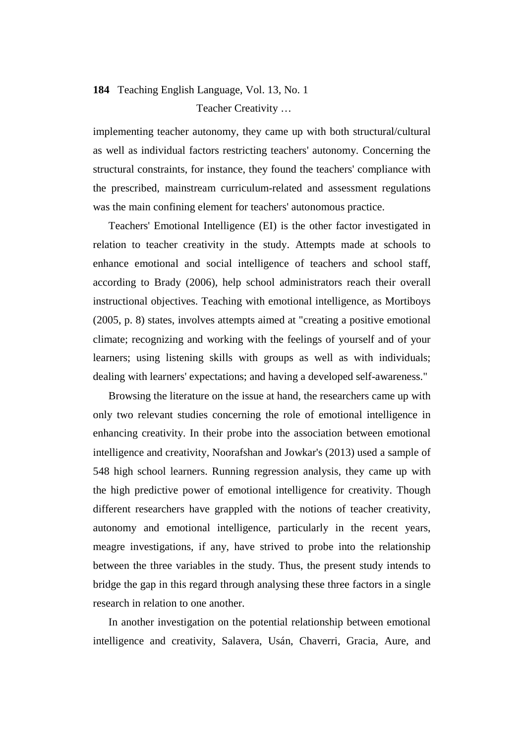implementing teacher autonomy, they came up with both structural/cultural as well as individual factors restricting teachers' autonomy. Concerning the structural constraints, for instance, they found the teachers' compliance with the prescribed, mainstream curriculum-related and assessment regulations was the main confining element for teachers' autonomous practice.

Teachers' Emotional Intelligence (EI) is the other factor investigated in relation to teacher creativity in the study. Attempts made at schools to enhance emotional and social intelligence of teachers and school staff, according to Brady (2006), help school administrators reach their overall instructional objectives. Teaching with emotional intelligence, as Mortiboys (2005, p. 8) states, involves attempts aimed at "creating a positive emotional climate; recognizing and working with the feelings of yourself and of your learners; using listening skills with groups as well as with individuals; dealing with learners' expectations; and having a developed self-awareness."

Browsing the literature on the issue at hand, the researchers came up with only two relevant studies concerning the role of emotional intelligence in enhancing creativity. In their probe into the association between emotional intelligence and creativity, Noorafshan and Jowkar's (2013) used a sample of 548 high school learners. Running regression analysis, they came up with the high predictive power of emotional intelligence for creativity. Though different researchers have grappled with the notions of teacher creativity, autonomy and emotional intelligence, particularly in the recent years, meagre investigations, if any, have strived to probe into the relationship between the three variables in the study. Thus, the present study intends to bridge the gap in this regard through analysing these three factors in a single research in relation to one another.

In another investigation on the potential relationship between emotional intelligence and creativity, Salavera, Usán, Chaverri, Gracia, Aure, and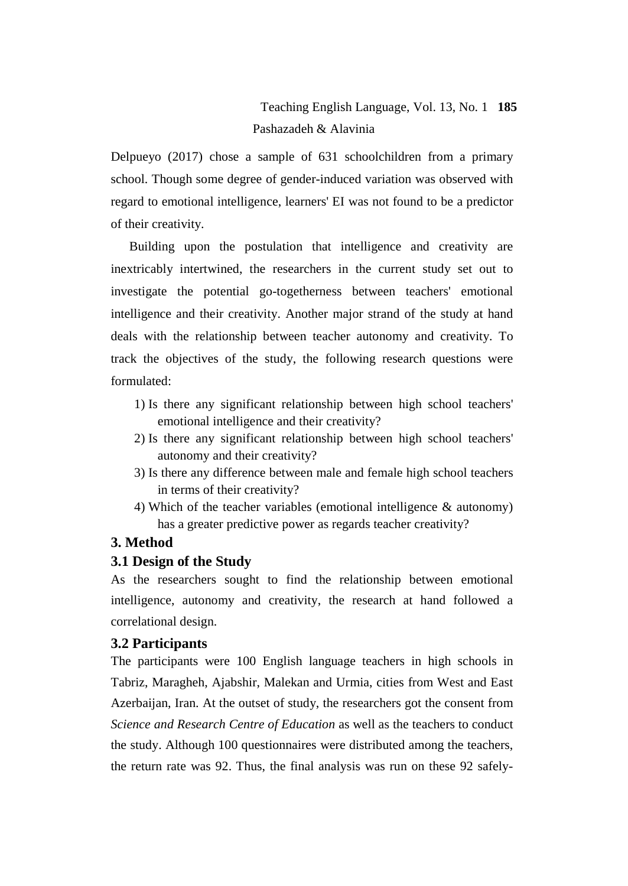Delpueyo (2017) chose a sample of 631 schoolchildren from a primary school. Though some degree of gender-induced variation was observed with regard to emotional intelligence, learners' EI was not found to be a predictor of their creativity.

Building upon the postulation that intelligence and creativity are inextricably intertwined, the researchers in the current study set out to investigate the potential go-togetherness between teachers' emotional intelligence and their creativity. Another major strand of the study at hand deals with the relationship between teacher autonomy and creativity. To track the objectives of the study, the following research questions were formulated:

1) Is there any significant relationship between high school teachers' emotional intelligence and their creativity?
2) Is there any significant relationship between high school teachers' autonomy and their creativity?
3) Is there any difference between male and female high school teachers in terms of their creativity?
4) Which of the teacher variables (emotional intelligence & autonomy) has a greater predictive power as regards teacher creativity?

## 3. Method

### 3.1 Design of the Study

As the researchers sought to find the relationship between emotional intelligence, autonomy and creativity, the research at hand followed a correlational design.

### 3.2 Participants

The participants were 100 English language teachers in high schools in Tabriz, Maragheh, Ajabshir, Malekan and Urmia, cities from West and East Azerbaijan, Iran. At the outset of study, the researchers got the consent from *Science and Research Centre of Education* as well as the teachers to conduct the study. Although 100 questionnaires were distributed among the teachers, the return rate was 92. Thus, the final analysis was run on these 92 safely-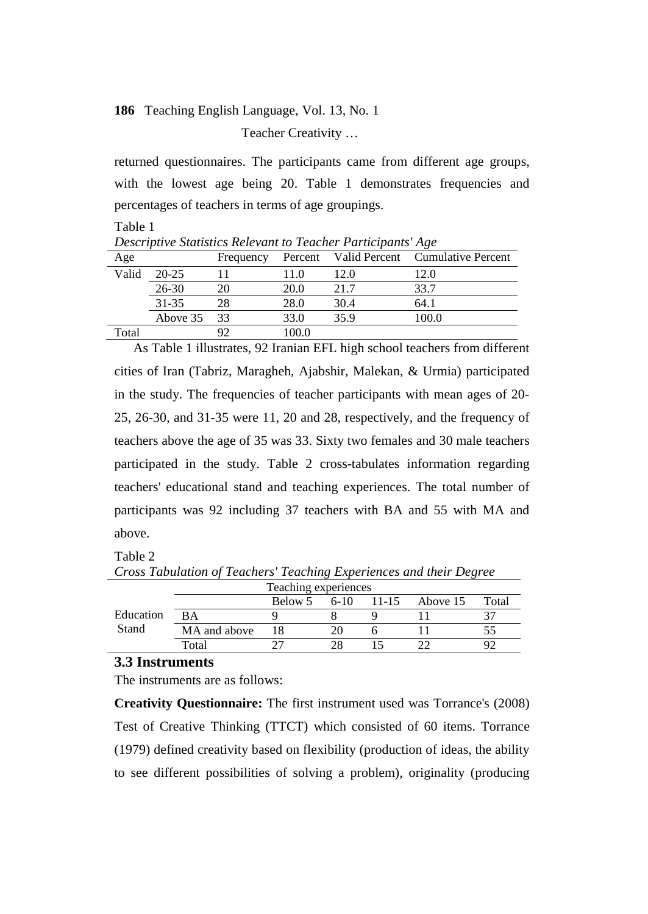returned questionnaires. The participants came from different age groups, with the lowest age being 20. Table 1 demonstrates frequencies and percentages of teachers in terms of age groupings.

Table 1

*Descriptive Statistics Relevant to Teacher Participants' Age*

| Age | | Frequency | Percent | Valid Percent | Cumulative Percent |
|---|---|---|---|---|---|
| Valid | 20-25 | 11 | 11.0 | 12.0 | 12.0 |
| | 26-30 | 20 | 20.0 | 21.7 | 33.7 |
| | 31-35 | 28 | 28.0 | 30.4 | 64.1 |
| | Above 35 | 33 | 33.0 | 35.9 | 100.0 |
| Total | | 92 | 100.0 | | |

As Table 1 illustrates, 92 Iranian EFL high school teachers from different cities of Iran (Tabriz, Maragheh, Ajabshir, Malekan, & Urmia) participated in the study. The frequencies of teacher participants with mean ages of 20-25, 26-30, and 31-35 were 11, 20 and 28, respectively, and the frequency of teachers above the age of 35 was 33. Sixty two females and 30 male teachers participated in the study. Table 2 cross-tabulates information regarding teachers' educational stand and teaching experiences. The total number of participants was 92 including 37 teachers with BA and 55 with MA and above.

Table 2

*Cross Tabulation of Teachers' Teaching Experiences and their Degree*

| | | Teaching experiences | | | | |
|---|---|---|---|---|---|---|
| | | Below 5 | 6-10 | 11-15 | Above 15 | Total |
| Education Stand | BA | 9 | 8 | 9 | 11 | 37 |
| | MA and above | 18 | 20 | 6 | 11 | 55 |
| | Total | 27 | 28 | 15 | 22 | 92 |

### 3.3 Instruments

The instruments are as follows:

**Creativity Questionnaire:** The first instrument used was Torrance's (2008) Test of Creative Thinking (TTCT) which consisted of 60 items. Torrance (1979) defined creativity based on flexibility (production of ideas, the ability to see different possibilities of solving a problem), originality (producing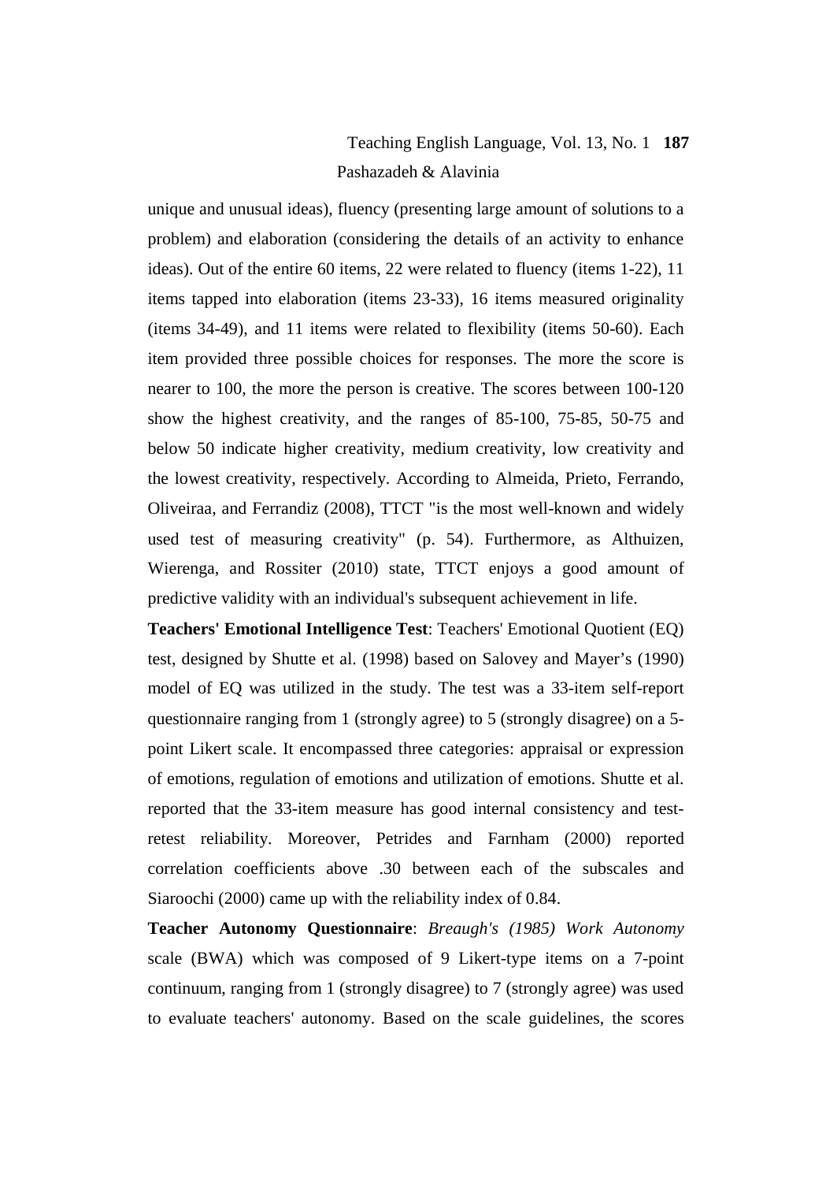unique and unusual ideas), fluency (presenting large amount of solutions to a problem) and elaboration (considering the details of an activity to enhance ideas). Out of the entire 60 items, 22 were related to fluency (items 1-22), 11 items tapped into elaboration (items 23-33), 16 items measured originality (items 34-49), and 11 items were related to flexibility (items 50-60). Each item provided three possible choices for responses. The more the score is nearer to 100, the more the person is creative. The scores between 100-120 show the highest creativity, and the ranges of 85-100, 75-85, 50-75 and below 50 indicate higher creativity, medium creativity, low creativity and the lowest creativity, respectively. According to Almeida, Prieto, Ferrando, Oliveiraa, and Ferrandiz (2008), TTCT "is the most well-known and widely used test of measuring creativity" (p. 54). Furthermore, as Althuizen, Wierenga, and Rossiter (2010) state, TTCT enjoys a good amount of predictive validity with an individual's subsequent achievement in life.

**Teachers' Emotional Intelligence Test**: Teachers' Emotional Quotient (EQ) test, designed by Shutte et al. (1998) based on Salovey and Mayer’s (1990) model of EQ was utilized in the study. The test was a 33-item self-report questionnaire ranging from 1 (strongly agree) to 5 (strongly disagree) on a 5-point Likert scale. It encompassed three categories: appraisal or expression of emotions, regulation of emotions and utilization of emotions. Shutte et al. reported that the 33-item measure has good internal consistency and test-retest reliability. Moreover, Petrides and Farnham (2000) reported correlation coefficients above .30 between each of the subscales and Siaroochi (2000) came up with the reliability index of 0.84.

**Teacher Autonomy Questionnaire**: *Breaugh's (1985) Work Autonomy* scale (BWA) which was composed of 9 Likert-type items on a 7-point continuum, ranging from 1 (strongly disagree) to 7 (strongly agree) was used to evaluate teachers' autonomy. Based on the scale guidelines, the scores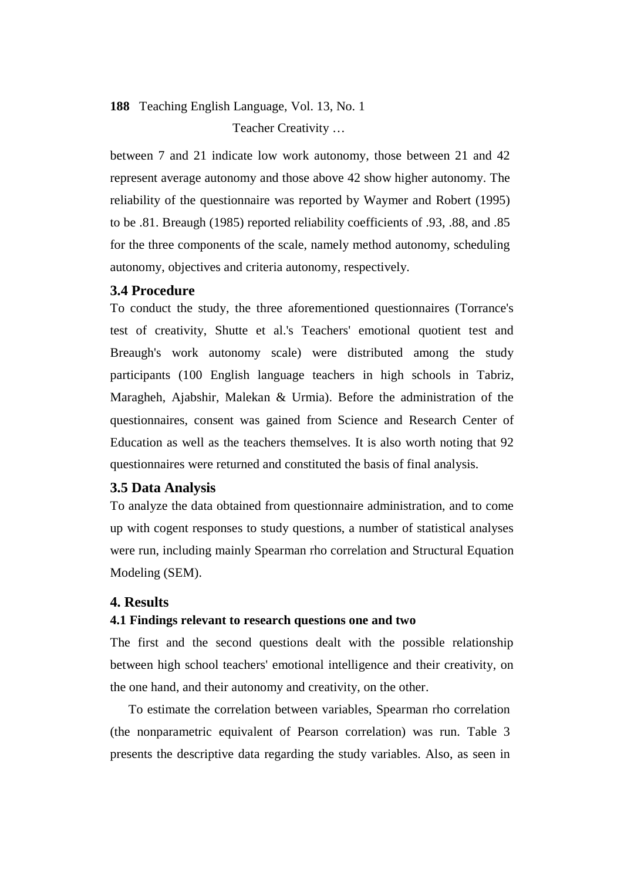between 7 and 21 indicate low work autonomy, those between 21 and 42 represent average autonomy and those above 42 show higher autonomy. The reliability of the questionnaire was reported by Waymer and Robert (1995) to be .81. Breaugh (1985) reported reliability coefficients of .93, .88, and .85 for the three components of the scale, namely method autonomy, scheduling autonomy, objectives and criteria autonomy, respectively.

### 3.4 Procedure

To conduct the study, the three aforementioned questionnaires (Torrance's test of creativity, Shutte et al.'s Teachers' emotional quotient test and Breaugh's work autonomy scale) were distributed among the study participants (100 English language teachers in high schools in Tabriz, Maragheh, Ajabshir, Malekan & Urmia). Before the administration of the questionnaires, consent was gained from Science and Research Center of Education as well as the teachers themselves. It is also worth noting that 92 questionnaires were returned and constituted the basis of final analysis.

### 3.5 Data Analysis

To analyze the data obtained from questionnaire administration, and to come up with cogent responses to study questions, a number of statistical analyses were run, including mainly Spearman rho correlation and Structural Equation Modeling (SEM).

## 4. Results

### 4.1 Findings relevant to research questions one and two

The first and the second questions dealt with the possible relationship between high school teachers' emotional intelligence and their creativity, on the one hand, and their autonomy and creativity, on the other.

To estimate the correlation between variables, Spearman rho correlation (the nonparametric equivalent of Pearson correlation) was run. Table 3 presents the descriptive data regarding the study variables. Also, as seen in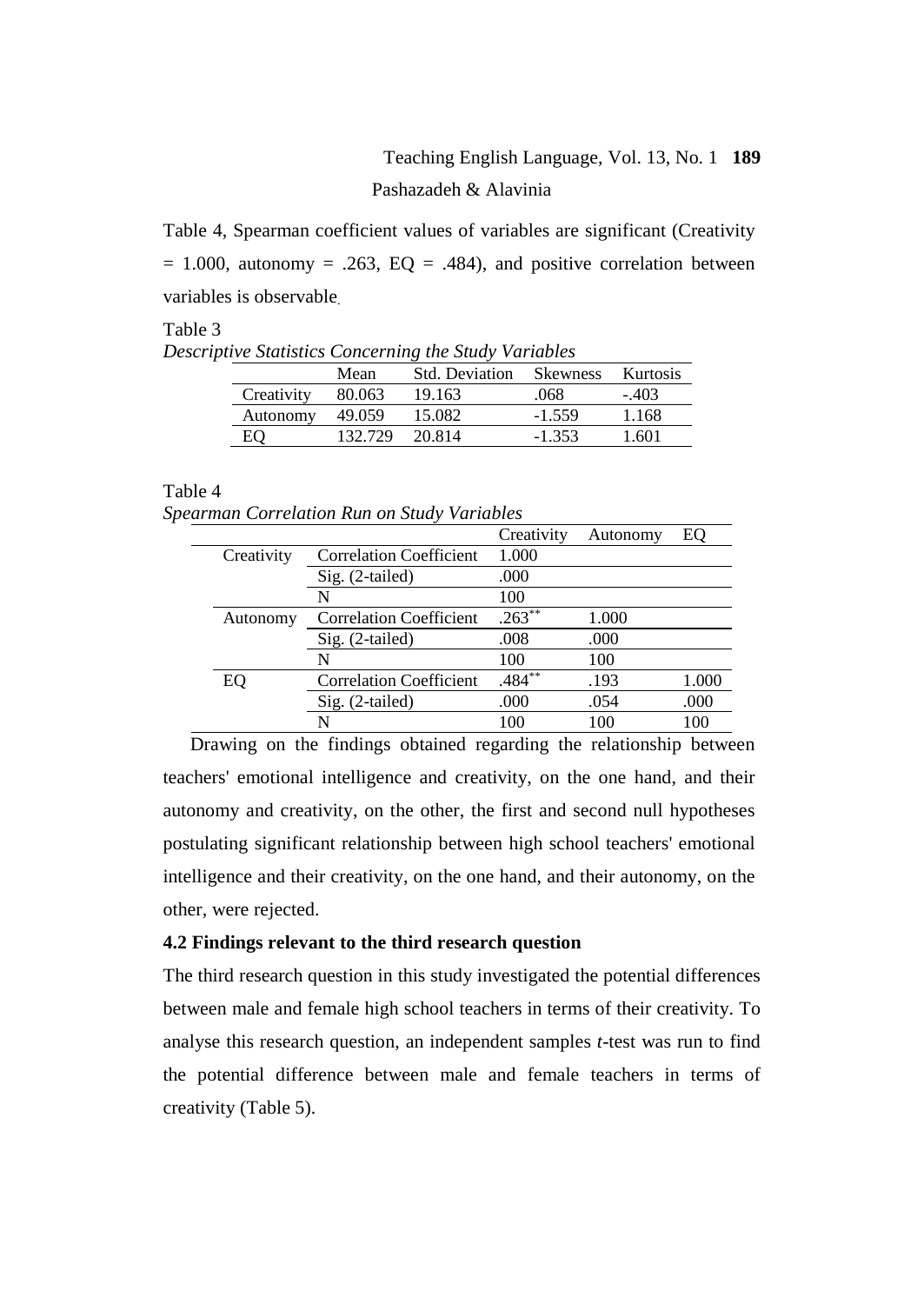Table 4, Spearman coefficient values of variables are significant (Creativity = 1.000, autonomy = .263, EQ = .484), and positive correlation between variables is observable.

Table 3
*Descriptive Statistics Concerning the Study Variables*

| | Mean | Std. Deviation | Skewness | Kurtosis |
|---|---|---|---|---|
| Creativity | 80.063 | 19.163 | .068 | -.403 |
| Autonomy | 49.059 | 15.082 | -1.559 | 1.168 |
| EQ | 132.729 | 20.814 | -1.353 | 1.601 |

Table 4
*Spearman Correlation Run on Study Variables*

| | | Creativity | Autonomy | EQ |
|---|---|---|---|---|
| Creativity | Correlation Coefficient | 1.000 | | |
| | Sig. (2-tailed) | .000 | | |
| | N | 100 | | |
| Autonomy | Correlation Coefficient | .263** | 1.000 | |
| | Sig. (2-tailed) | .008 | .000 | |
| | N | 100 | 100 | |
| EQ | Correlation Coefficient | .484** | .193 | 1.000 |
| | Sig. (2-tailed) | .000 | .054 | .000 |
| | N | 100 | 100 | 100 |

Drawing on the findings obtained regarding the relationship between teachers' emotional intelligence and creativity, on the one hand, and their autonomy and creativity, on the other, the first and second null hypotheses postulating significant relationship between high school teachers' emotional intelligence and their creativity, on the one hand, and their autonomy, on the other, were rejected.

**4.2 Findings relevant to the third research question**

The third research question in this study investigated the potential differences between male and female high school teachers in terms of their creativity. To analyse this research question, an independent samples *t*-test was run to find the potential difference between male and female teachers in terms of creativity (Table 5).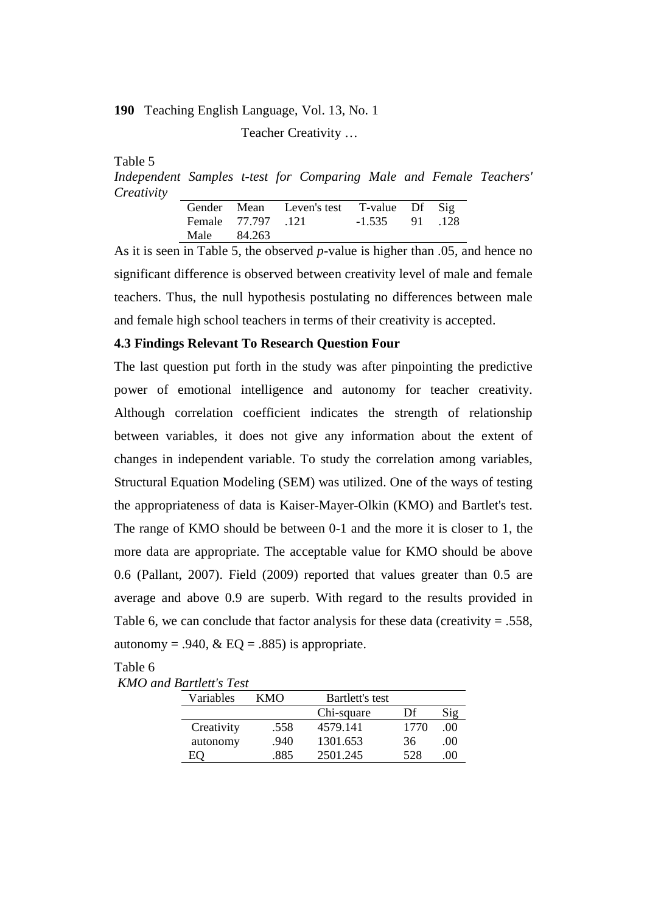Table 5

*Independent Samples t-test for Comparing Male and Female Teachers' Creativity*

| Gender | Mean | Leven's test | T-value | Df | Sig |
|---|---|---|---|---|---|
| Female | 77.797 | .121 | -1.535 | 91 | .128 |
| Male | 84.263 | | | | |

As it is seen in Table 5, the observed *p*-value is higher than .05, and hence no significant difference is observed between creativity level of male and female teachers. Thus, the null hypothesis postulating no differences between male and female high school teachers in terms of their creativity is accepted.

### 4.3 Findings Relevant To Research Question Four

The last question put forth in the study was after pinpointing the predictive power of emotional intelligence and autonomy for teacher creativity. Although correlation coefficient indicates the strength of relationship between variables, it does not give any information about the extent of changes in independent variable. To study the correlation among variables, Structural Equation Modeling (SEM) was utilized. One of the ways of testing the appropriateness of data is Kaiser-Mayer-Olkin (KMO) and Bartlet's test. The range of KMO should be between 0-1 and the more it is closer to 1, the more data are appropriate. The acceptable value for KMO should be above 0.6 (Pallant, 2007). Field (2009) reported that values greater than 0.5 are average and above 0.9 are superb. With regard to the results provided in Table 6, we can conclude that factor analysis for these data (creativity = .558, autonomy = .940, & EQ = .885) is appropriate.

Table 6

*KMO and Bartlett's Test*

| Variables | KMO | Bartlett's test | | |
|---|---|---|---|---|
| | | Chi-square | Df | Sig |
| Creativity | .558 | 4579.141 | 1770 | .00 |
| autonomy | .940 | 1301.653 | 36 | .00 |
| EQ | .885 | 2501.245 | 528 | .00 |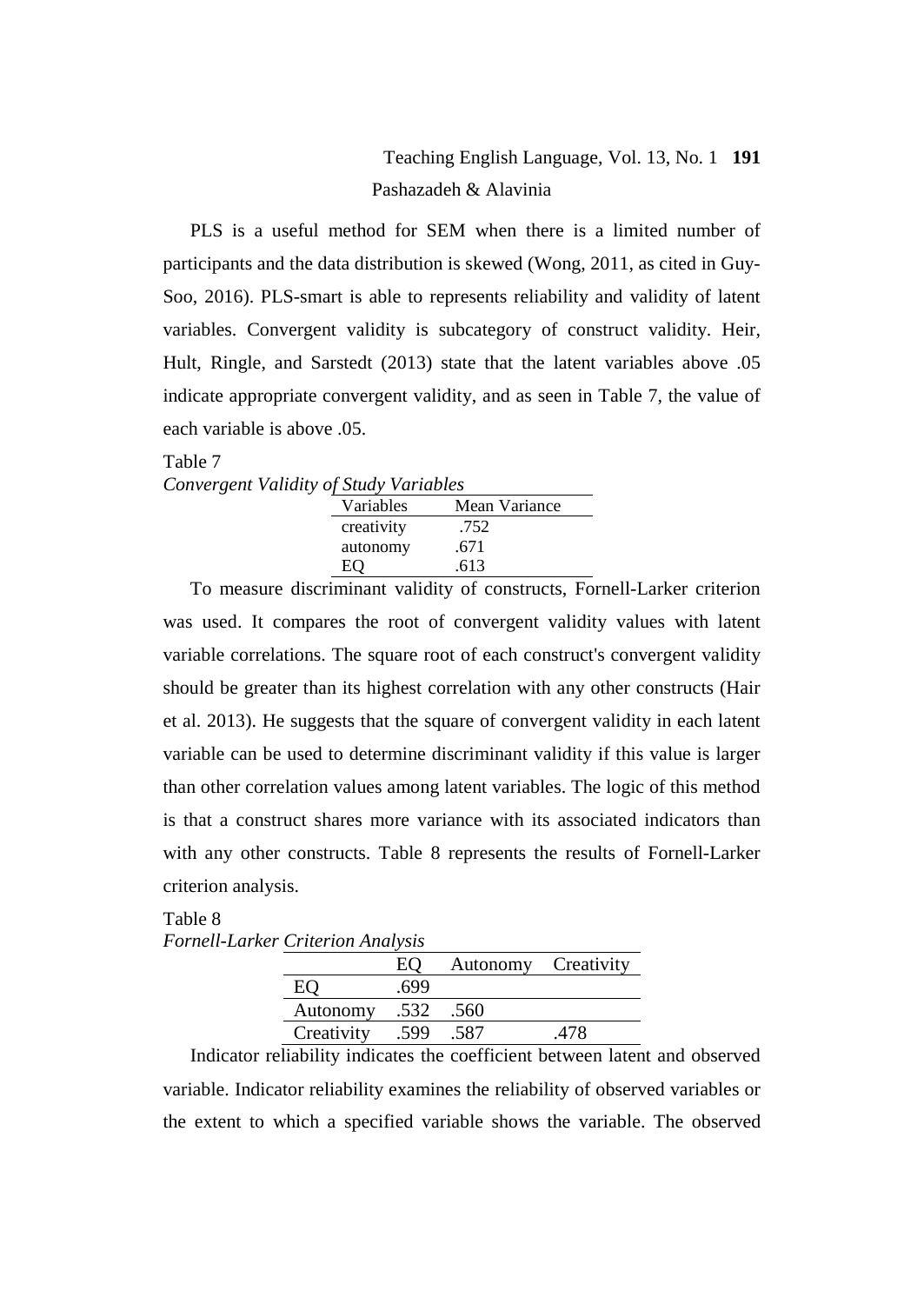PLS is a useful method for SEM when there is a limited number of participants and the data distribution is skewed (Wong, 2011, as cited in Guy-Soo, 2016). PLS-smart is able to represents reliability and validity of latent variables. Convergent validity is subcategory of construct validity. Heir, Hult, Ringle, and Sarstedt (2013) state that the latent variables above .05 indicate appropriate convergent validity, and as seen in Table 7, the value of each variable is above .05.

Table 7

*Convergent Validity of Study Variables*

| Variables | Mean Variance |
|---|---|
| creativity | .752 |
| autonomy | .671 |
| EQ | .613 |

To measure discriminant validity of constructs, Fornell-Larker criterion was used. It compares the root of convergent validity values with latent variable correlations. The square root of each construct's convergent validity should be greater than its highest correlation with any other constructs (Hair et al. 2013). He suggests that the square of convergent validity in each latent variable can be used to determine discriminant validity if this value is larger than other correlation values among latent variables. The logic of this method is that a construct shares more variance with its associated indicators than with any other constructs. Table 8 represents the results of Fornell-Larker criterion analysis.

Table 8

*Fornell-Larker Criterion Analysis*

| | EQ | Autonomy | Creativity |
|---|---|---|---|
| EQ | .699 | | |
| Autonomy | .532 | .560 | |
| Creativity | .599 | .587 | .478 |

Indicator reliability indicates the coefficient between latent and observed variable. Indicator reliability examines the reliability of observed variables or the extent to which a specified variable shows the variable. The observed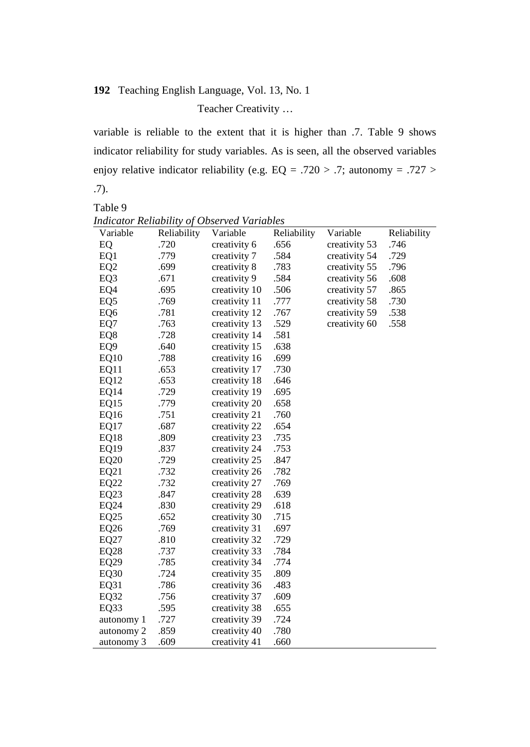variable is reliable to the extent that it is higher than .7. Table 9 shows indicator reliability for study variables. As is seen, all the observed variables enjoy relative indicator reliability (e.g. EQ = .720 > .7; autonomy = .727 > .7).

Table 9

*Indicator Reliability of Observed Variables*

| Variable | Reliability | Variable | Reliability | Variable | Reliability |
|---|---|---|---|---|---|
| EQ | .720 | creativity 6 | .656 | creativity 53 | .746 |
| EQ1 | .779 | creativity 7 | .584 | creativity 54 | .729 |
| EQ2 | .699 | creativity 8 | .783 | creativity 55 | .796 |
| EQ3 | .671 | creativity 9 | .584 | creativity 56 | .608 |
| EQ4 | .695 | creativity 10 | .506 | creativity 57 | .865 |
| EQ5 | .769 | creativity 11 | .777 | creativity 58 | .730 |
| EQ6 | .781 | creativity 12 | .767 | creativity 59 | .538 |
| EQ7 | .763 | creativity 13 | .529 | creativity 60 | .558 |
| EQ8 | .728 | creativity 14 | .581 | | |
| EQ9 | .640 | creativity 15 | .638 | | |
| EQ10 | .788 | creativity 16 | .699 | | |
| EQ11 | .653 | creativity 17 | .730 | | |
| EQ12 | .653 | creativity 18 | .646 | | |
| EQ14 | .729 | creativity 19 | .695 | | |
| EQ15 | .779 | creativity 20 | .658 | | |
| EQ16 | .751 | creativity 21 | .760 | | |
| EQ17 | .687 | creativity 22 | .654 | | |
| EQ18 | .809 | creativity 23 | .735 | | |
| EQ19 | .837 | creativity 24 | .753 | | |
| EQ20 | .729 | creativity 25 | .847 | | |
| EQ21 | .732 | creativity 26 | .782 | | |
| EQ22 | .732 | creativity 27 | .769 | | |
| EQ23 | .847 | creativity 28 | .639 | | |
| EQ24 | .830 | creativity 29 | .618 | | |
| EQ25 | .652 | creativity 30 | .715 | | |
| EQ26 | .769 | creativity 31 | .697 | | |
| EQ27 | .810 | creativity 32 | .729 | | |
| EQ28 | .737 | creativity 33 | .784 | | |
| EQ29 | .785 | creativity 34 | .774 | | |
| EQ30 | .724 | creativity 35 | .809 | | |
| EQ31 | .786 | creativity 36 | .483 | | |
| EQ32 | .756 | creativity 37 | .609 | | |
| EQ33 | .595 | creativity 38 | .655 | | |
| autonomy 1 | .727 | creativity 39 | .724 | | |
| autonomy 2 | .859 | creativity 40 | .780 | | |
| autonomy 3 | .609 | creativity 41 | .660 | | |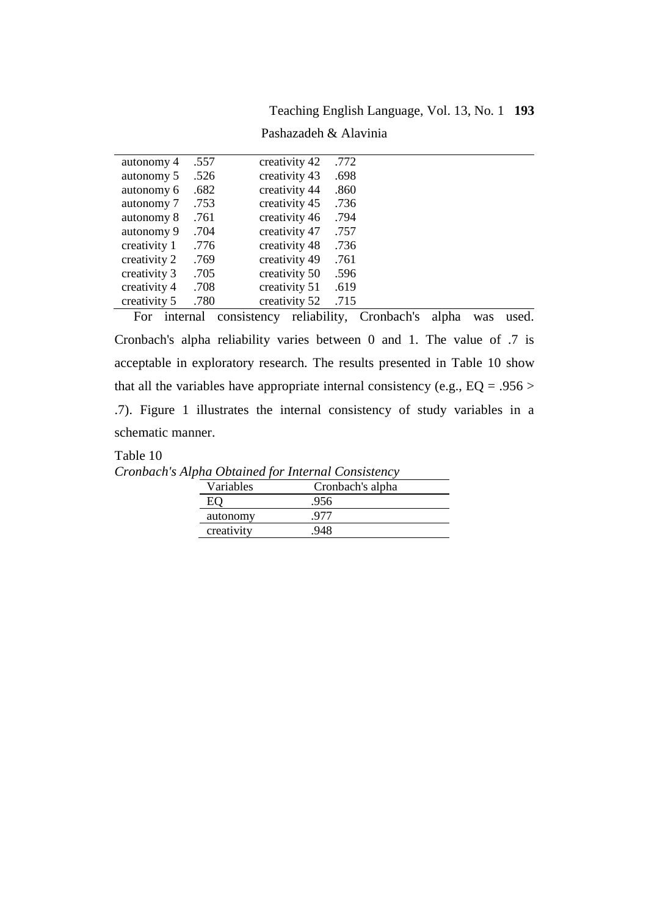| | | | |
|---|---|---|---|
| autonomy 4 | .557 | creativity 42 | .772 |
| autonomy 5 | .526 | creativity 43 | .698 |
| autonomy 6 | .682 | creativity 44 | .860 |
| autonomy 7 | .753 | creativity 45 | .736 |
| autonomy 8 | .761 | creativity 46 | .794 |
| autonomy 9 | .704 | creativity 47 | .757 |
| creativity 1 | .776 | creativity 48 | .736 |
| creativity 2 | .769 | creativity 49 | .761 |
| creativity 3 | .705 | creativity 50 | .596 |
| creativity 4 | .708 | creativity 51 | .619 |
| creativity 5 | .780 | creativity 52 | .715 |

For internal consistency reliability, Cronbach's alpha was used. Cronbach's alpha reliability varies between 0 and 1. The value of .7 is acceptable in exploratory research. The results presented in Table 10 show that all the variables have appropriate internal consistency (e.g., EQ = .956 > .7). Figure 1 illustrates the internal consistency of study variables in a schematic manner.

Table 10

*Cronbach's Alpha Obtained for Internal Consistency*

| Variables | Cronbach's alpha |
|---|---|
| EQ | .956 |
| autonomy | .977 |
| creativity | .948 |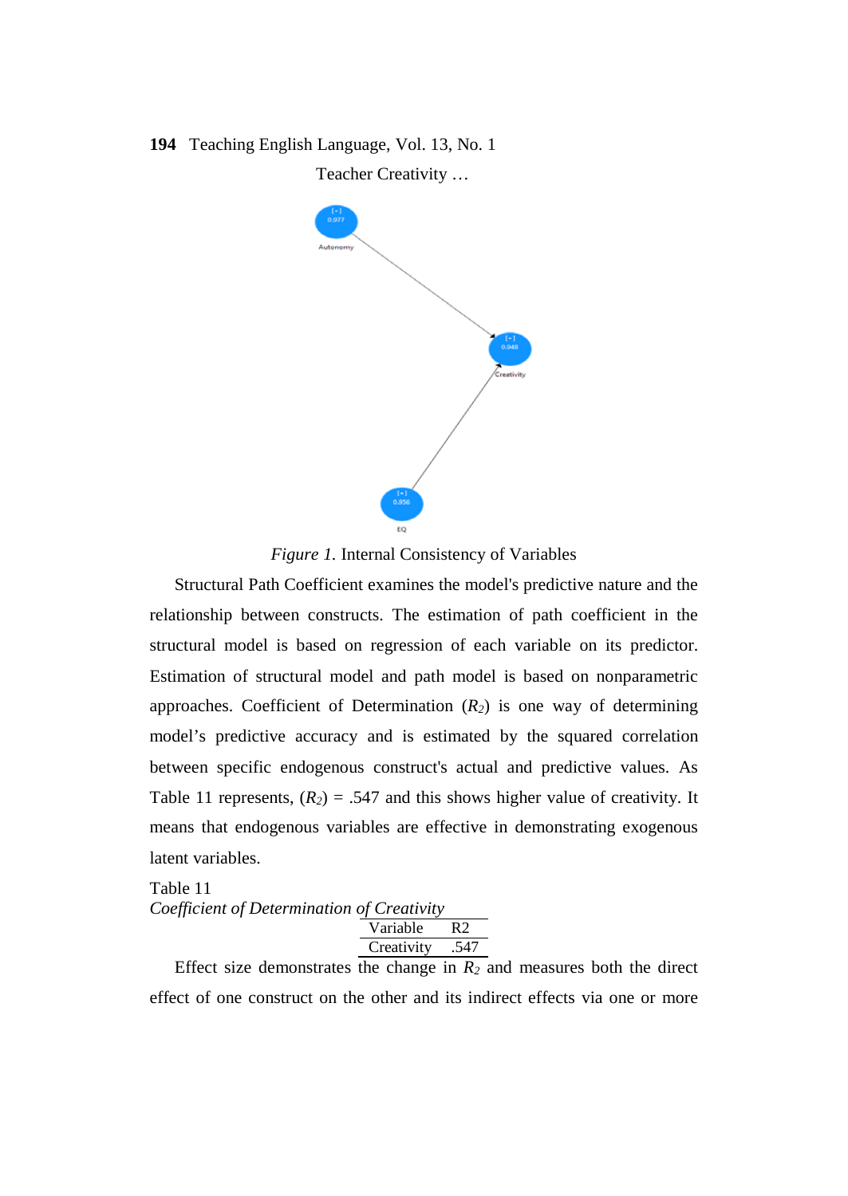Teacher Creativity …

*Figure 1.* Internal Consistency of Variables

Structural Path Coefficient examines the model's predictive nature and the relationship between constructs. The estimation of path coefficient in the structural model is based on regression of each variable on its predictor. Estimation of structural model and path model is based on nonparametric approaches. Coefficient of Determination ($R_2$) is one way of determining model's predictive accuracy and is estimated by the squared correlation between specific endogenous construct's actual and predictive values. As Table 11 represents, ($R_2$) = .547 and this shows higher value of creativity. It means that endogenous variables are effective in demonstrating exogenous latent variables.

Table 11
*Coefficient of Determination of Creativity*

| Variable | R2 |
|---|---|
| Creativity | .547 |

Effect size demonstrates the change in $R_2$ and measures both the direct effect of one construct on the other and its indirect effects via one or more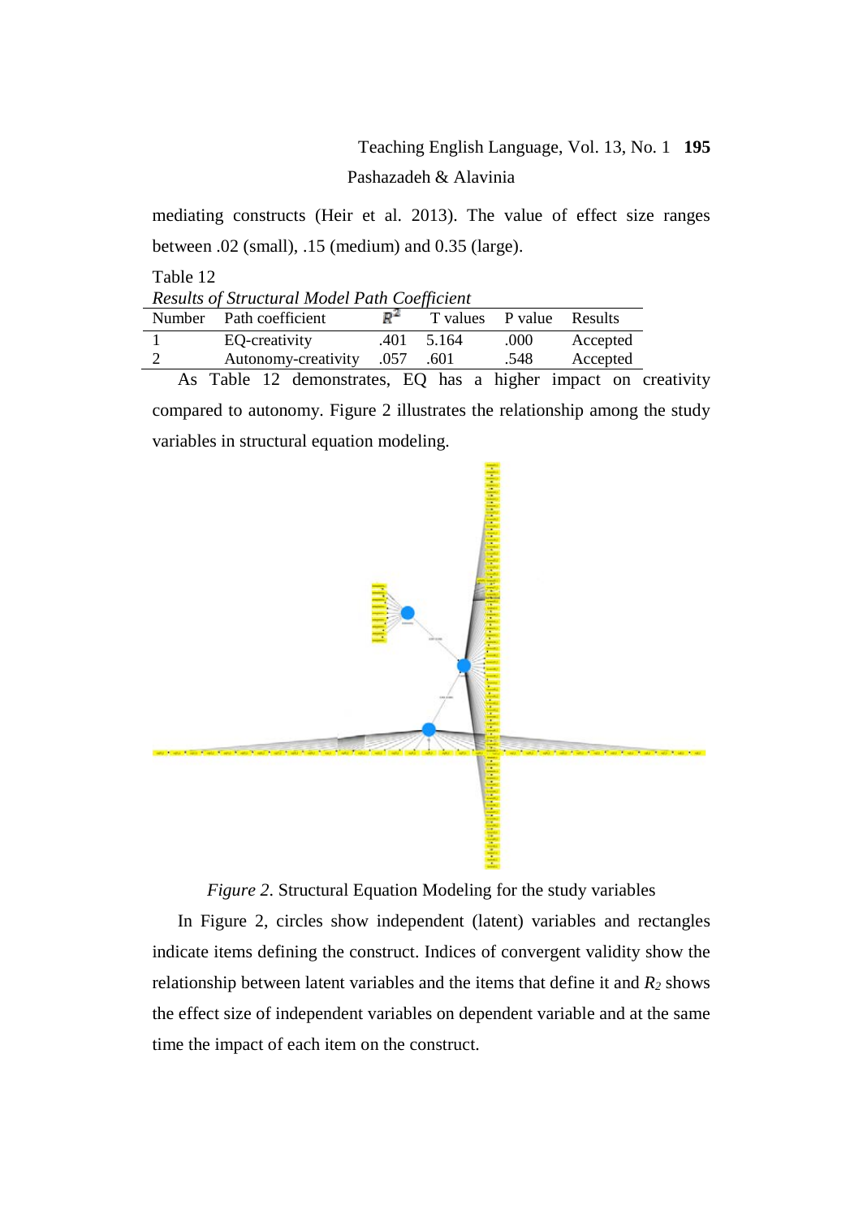mediating constructs (Heir et al. 2013). The value of effect size ranges between .02 (small), .15 (medium) and 0.35 (large).

Table 12
*Results of Structural Model Path Coefficient*

| Number | Path coefficient | $R^2$ | T values | P value | Results |
|---|---|---|---|---|---|
| 1 | EQ-creativity | .401 | 5.164 | .000 | Accepted |
| 2 | Autonomy-creativity | .057 | .601 | .548 | Accepted |

As Table 12 demonstrates, EQ has a higher impact on creativity compared to autonomy. Figure 2 illustrates the relationship among the study variables in structural equation modeling.

*Figure 2*. Structural Equation Modeling for the study variables

In Figure 2, circles show independent (latent) variables and rectangles indicate items defining the construct. Indices of convergent validity show the relationship between latent variables and the items that define it and $R_2$ shows the effect size of independent variables on dependent variable and at the same time the impact of each item on the construct.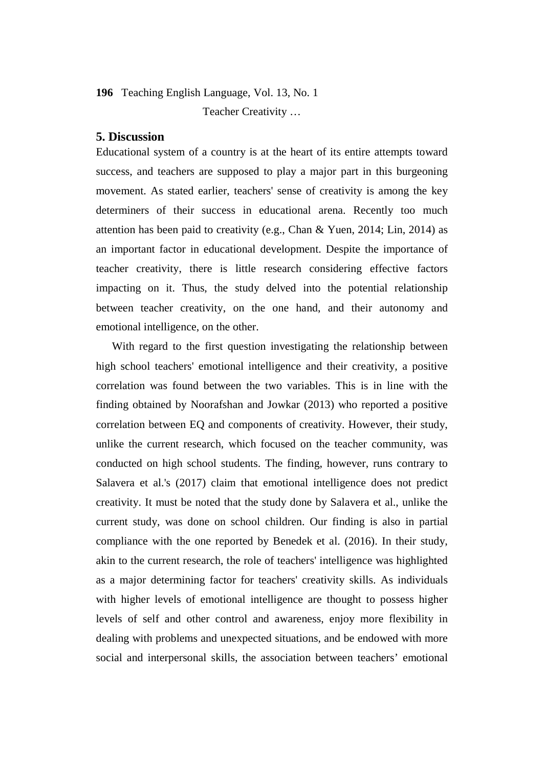## 5. Discussion

Educational system of a country is at the heart of its entire attempts toward success, and teachers are supposed to play a major part in this burgeoning movement. As stated earlier, teachers' sense of creativity is among the key determiners of their success in educational arena. Recently too much attention has been paid to creativity (e.g., Chan & Yuen, 2014; Lin, 2014) as an important factor in educational development. Despite the importance of teacher creativity, there is little research considering effective factors impacting on it. Thus, the study delved into the potential relationship between teacher creativity, on the one hand, and their autonomy and emotional intelligence, on the other.

With regard to the first question investigating the relationship between high school teachers' emotional intelligence and their creativity, a positive correlation was found between the two variables. This is in line with the finding obtained by Noorafshan and Jowkar (2013) who reported a positive correlation between EQ and components of creativity. However, their study, unlike the current research, which focused on the teacher community, was conducted on high school students. The finding, however, runs contrary to Salavera et al.'s (2017) claim that emotional intelligence does not predict creativity. It must be noted that the study done by Salavera et al., unlike the current study, was done on school children. Our finding is also in partial compliance with the one reported by Benedek et al. (2016). In their study, akin to the current research, the role of teachers' intelligence was highlighted as a major determining factor for teachers' creativity skills. As individuals with higher levels of emotional intelligence are thought to possess higher levels of self and other control and awareness, enjoy more flexibility in dealing with problems and unexpected situations, and be endowed with more social and interpersonal skills, the association between teachers' emotional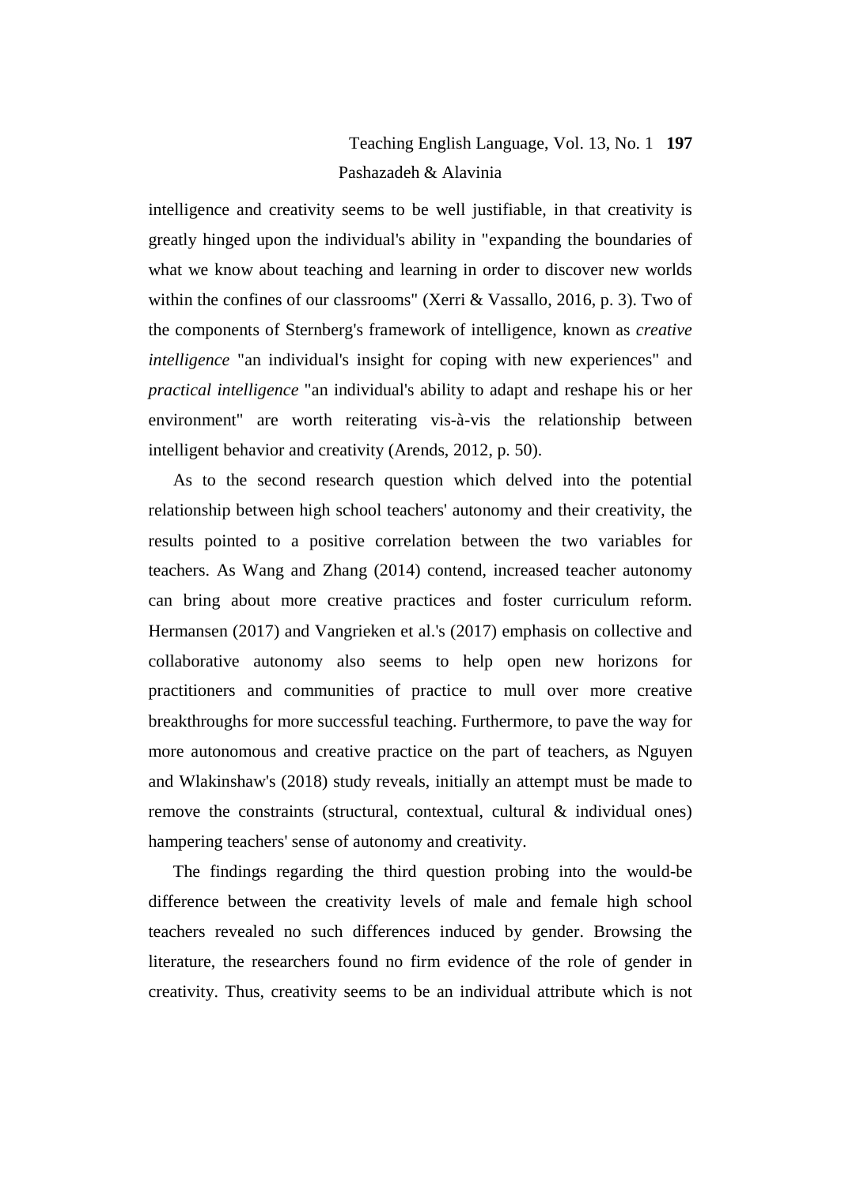intelligence and creativity seems to be well justifiable, in that creativity is greatly hinged upon the individual's ability in "expanding the boundaries of what we know about teaching and learning in order to discover new worlds within the confines of our classrooms" (Xerri & Vassallo, 2016, p. 3). Two of the components of Sternberg's framework of intelligence, known as *creative intelligence* "an individual's insight for coping with new experiences" and *practical intelligence* "an individual's ability to adapt and reshape his or her environment" are worth reiterating vis-à-vis the relationship between intelligent behavior and creativity (Arends, 2012, p. 50).

As to the second research question which delved into the potential relationship between high school teachers' autonomy and their creativity, the results pointed to a positive correlation between the two variables for teachers. As Wang and Zhang (2014) contend, increased teacher autonomy can bring about more creative practices and foster curriculum reform. Hermansen (2017) and Vangrieken et al.'s (2017) emphasis on collective and collaborative autonomy also seems to help open new horizons for practitioners and communities of practice to mull over more creative breakthroughs for more successful teaching. Furthermore, to pave the way for more autonomous and creative practice on the part of teachers, as Nguyen and Wlakinshaw's (2018) study reveals, initially an attempt must be made to remove the constraints (structural, contextual, cultural & individual ones) hampering teachers' sense of autonomy and creativity.

The findings regarding the third question probing into the would-be difference between the creativity levels of male and female high school teachers revealed no such differences induced by gender. Browsing the literature, the researchers found no firm evidence of the role of gender in creativity. Thus, creativity seems to be an individual attribute which is not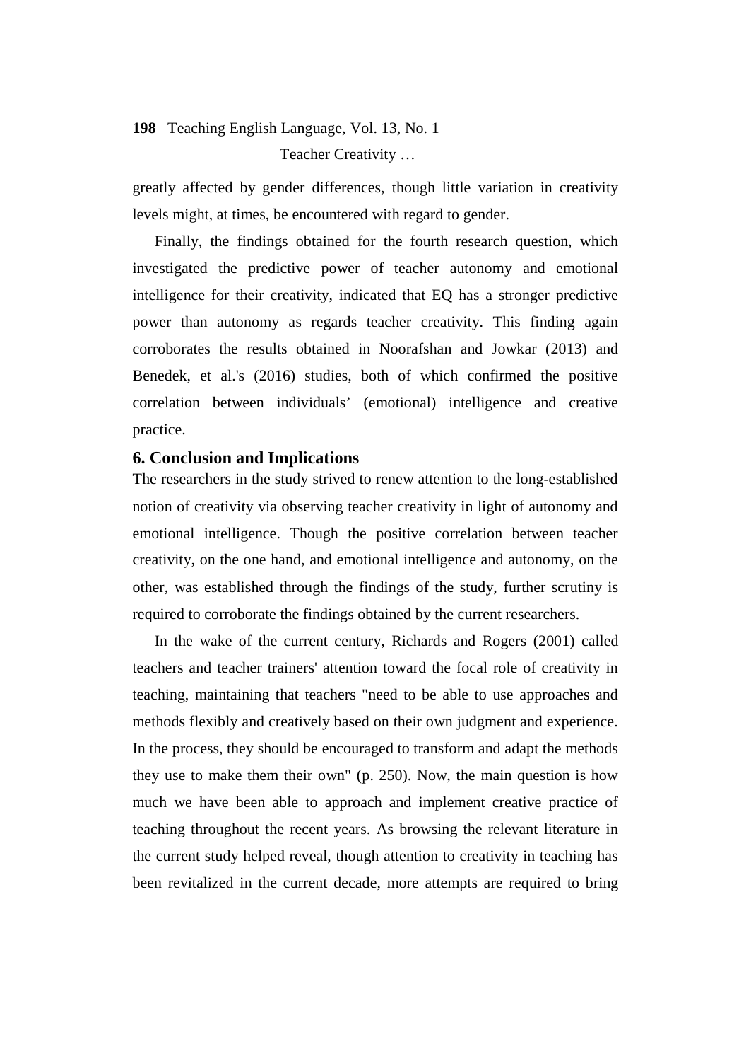greatly affected by gender differences, though little variation in creativity levels might, at times, be encountered with regard to gender.

Finally, the findings obtained for the fourth research question, which investigated the predictive power of teacher autonomy and emotional intelligence for their creativity, indicated that EQ has a stronger predictive power than autonomy as regards teacher creativity. This finding again corroborates the results obtained in Noorafshan and Jowkar (2013) and Benedek, et al.'s (2016) studies, both of which confirmed the positive correlation between individuals' (emotional) intelligence and creative practice.

## 6. Conclusion and Implications

The researchers in the study strived to renew attention to the long-established notion of creativity via observing teacher creativity in light of autonomy and emotional intelligence. Though the positive correlation between teacher creativity, on the one hand, and emotional intelligence and autonomy, on the other, was established through the findings of the study, further scrutiny is required to corroborate the findings obtained by the current researchers.

In the wake of the current century, Richards and Rogers (2001) called teachers and teacher trainers' attention toward the focal role of creativity in teaching, maintaining that teachers "need to be able to use approaches and methods flexibly and creatively based on their own judgment and experience. In the process, they should be encouraged to transform and adapt the methods they use to make them their own" (p. 250). Now, the main question is how much we have been able to approach and implement creative practice of teaching throughout the recent years. As browsing the relevant literature in the current study helped reveal, though attention to creativity in teaching has been revitalized in the current decade, more attempts are required to bring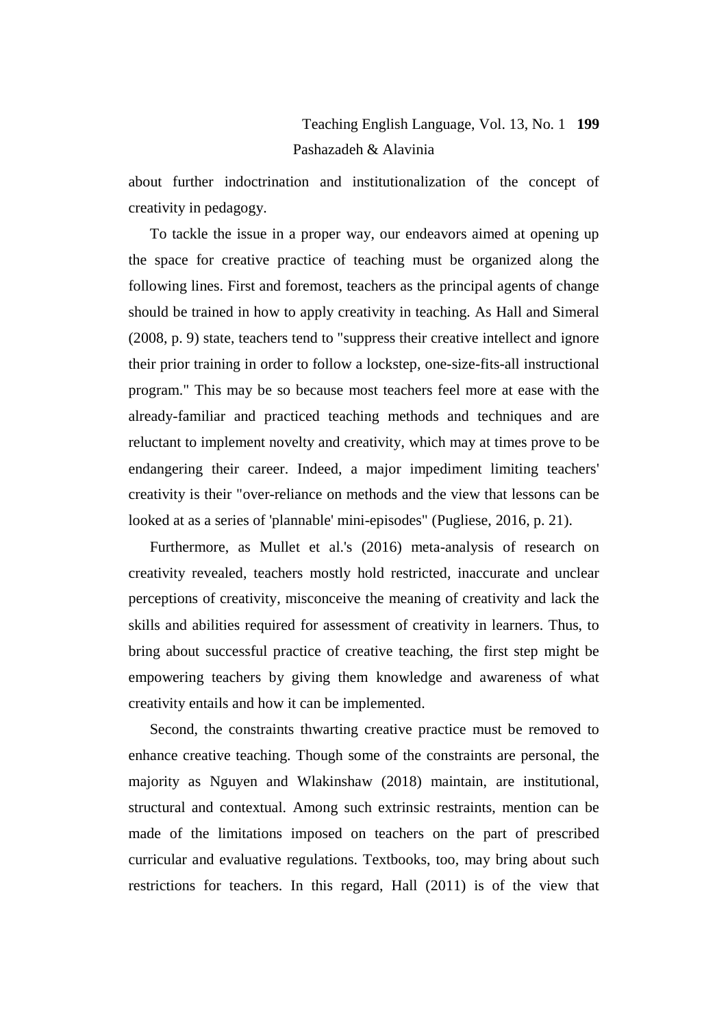about further indoctrination and institutionalization of the concept of creativity in pedagogy.

To tackle the issue in a proper way, our endeavors aimed at opening up the space for creative practice of teaching must be organized along the following lines. First and foremost, teachers as the principal agents of change should be trained in how to apply creativity in teaching. As Hall and Simeral (2008, p. 9) state, teachers tend to "suppress their creative intellect and ignore their prior training in order to follow a lockstep, one-size-fits-all instructional program." This may be so because most teachers feel more at ease with the already-familiar and practiced teaching methods and techniques and are reluctant to implement novelty and creativity, which may at times prove to be endangering their career. Indeed, a major impediment limiting teachers' creativity is their "over-reliance on methods and the view that lessons can be looked at as a series of 'plannable' mini-episodes" (Pugliese, 2016, p. 21).

Furthermore, as Mullet et al.'s (2016) meta-analysis of research on creativity revealed, teachers mostly hold restricted, inaccurate and unclear perceptions of creativity, misconceive the meaning of creativity and lack the skills and abilities required for assessment of creativity in learners. Thus, to bring about successful practice of creative teaching, the first step might be empowering teachers by giving them knowledge and awareness of what creativity entails and how it can be implemented.

Second, the constraints thwarting creative practice must be removed to enhance creative teaching. Though some of the constraints are personal, the majority as Nguyen and Wlakinshaw (2018) maintain, are institutional, structural and contextual. Among such extrinsic restraints, mention can be made of the limitations imposed on teachers on the part of prescribed curricular and evaluative regulations. Textbooks, too, may bring about such restrictions for teachers. In this regard, Hall (2011) is of the view that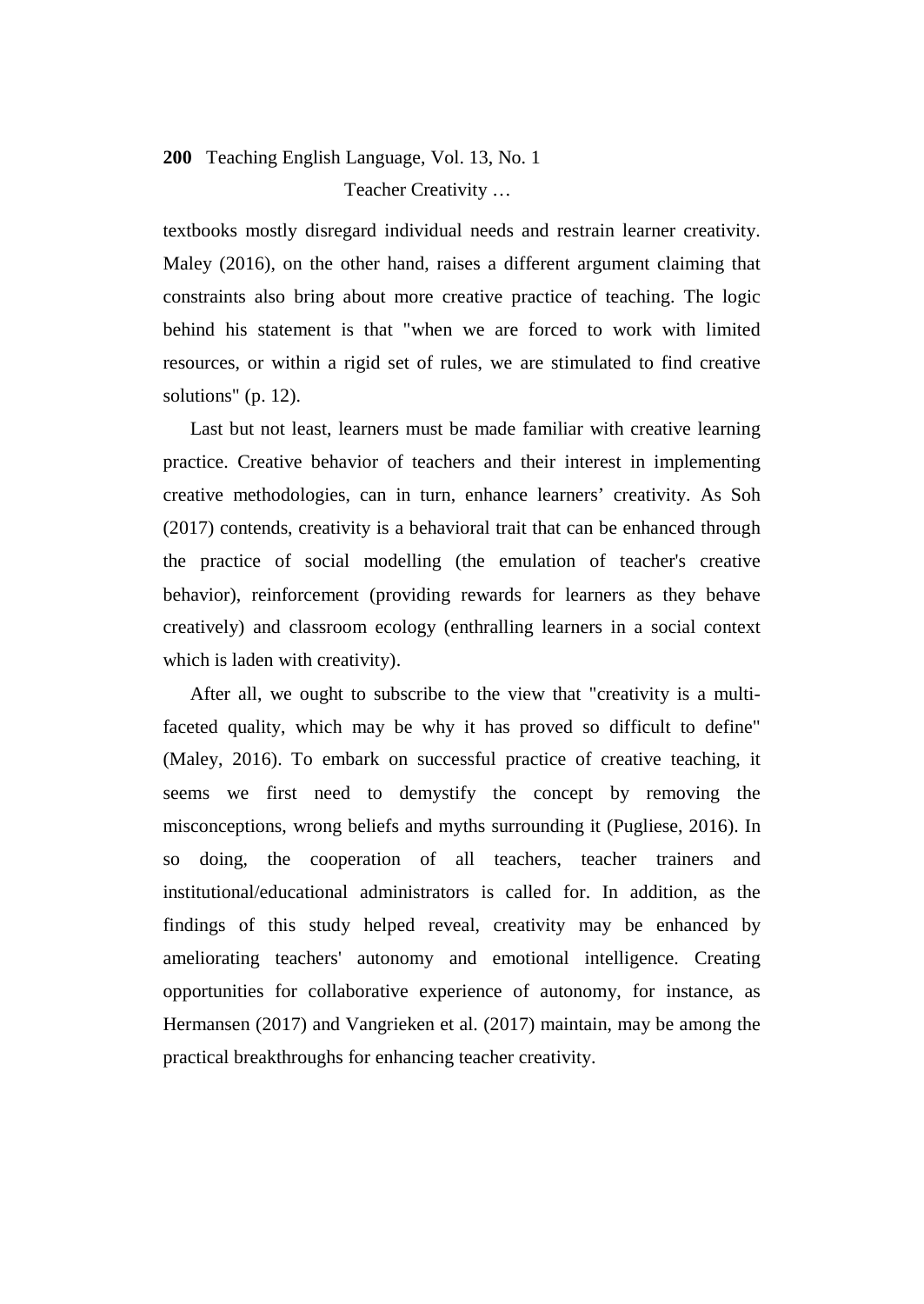textbooks mostly disregard individual needs and restrain learner creativity. Maley (2016), on the other hand, raises a different argument claiming that constraints also bring about more creative practice of teaching. The logic behind his statement is that "when we are forced to work with limited resources, or within a rigid set of rules, we are stimulated to find creative solutions" (p. 12).

Last but not least, learners must be made familiar with creative learning practice. Creative behavior of teachers and their interest in implementing creative methodologies, can in turn, enhance learners' creativity. As Soh (2017) contends, creativity is a behavioral trait that can be enhanced through the practice of social modelling (the emulation of teacher's creative behavior), reinforcement (providing rewards for learners as they behave creatively) and classroom ecology (enthralling learners in a social context which is laden with creativity).

After all, we ought to subscribe to the view that "creativity is a multi-faceted quality, which may be why it has proved so difficult to define" (Maley, 2016). To embark on successful practice of creative teaching, it seems we first need to demystify the concept by removing the misconceptions, wrong beliefs and myths surrounding it (Pugliese, 2016). In so doing, the cooperation of all teachers, teacher trainers and institutional/educational administrators is called for. In addition, as the findings of this study helped reveal, creativity may be enhanced by ameliorating teachers' autonomy and emotional intelligence. Creating opportunities for collaborative experience of autonomy, for instance, as Hermansen (2017) and Vangrieken et al. (2017) maintain, may be among the practical breakthroughs for enhancing teacher creativity.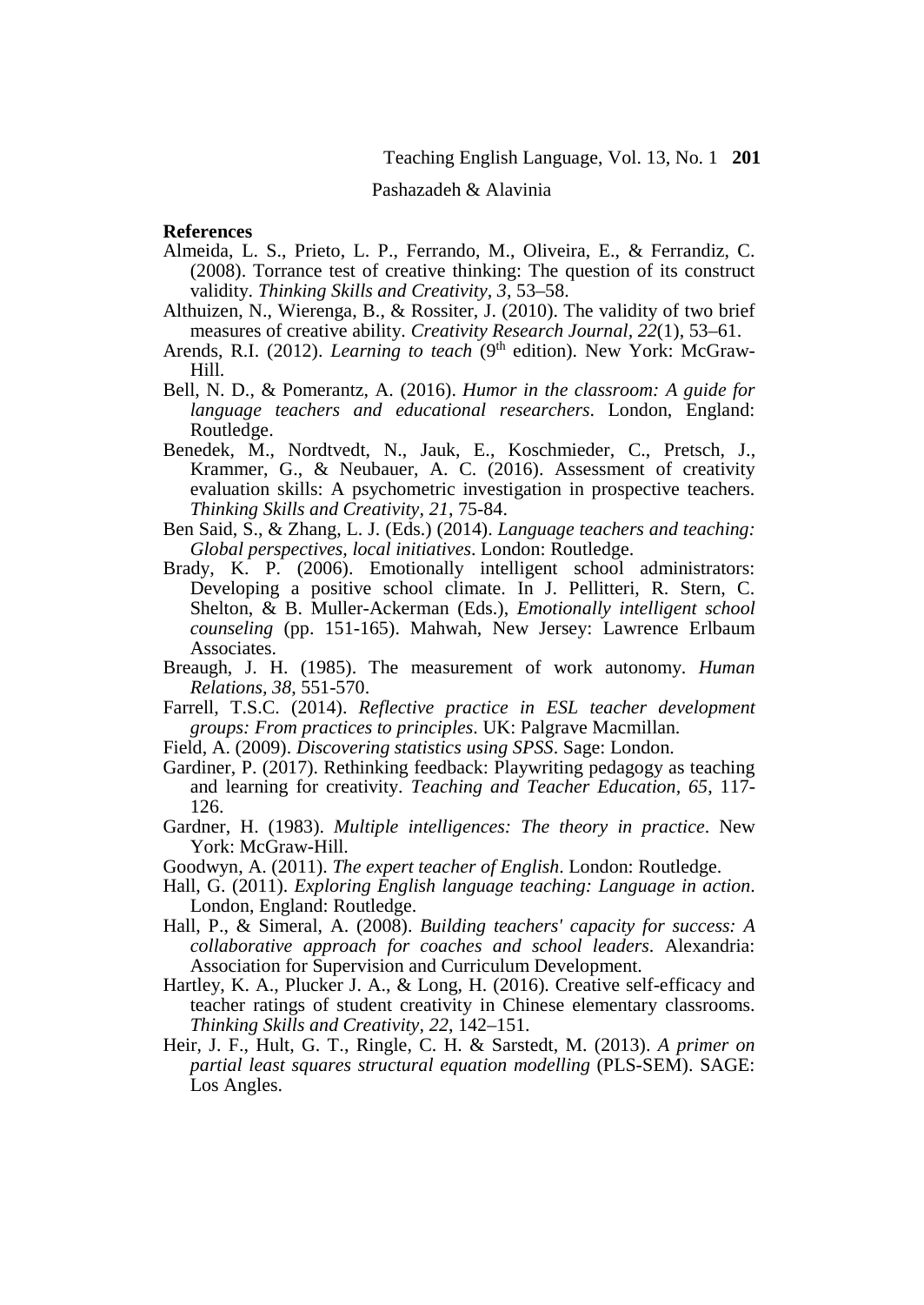**References**

Almeida, L. S., Prieto, L. P., Ferrando, M., Oliveira, E., & Ferrandiz, C. (2008). Torrance test of creative thinking: The question of its construct validity. *Thinking Skills and Creativity, 3*, 53–58.

Althuizen, N., Wierenga, B., & Rossiter, J. (2010). The validity of two brief measures of creative ability. *Creativity Research Journal*, *22*(1), 53–61.

Arends, R.I. (2012). *Learning to teach* (9th edition). New York: McGraw-Hill.

Bell, N. D., & Pomerantz, A. (2016). *Humor in the classroom: A guide for language teachers and educational researchers*. London, England: Routledge.

Benedek, M., Nordtvedt, N., Jauk, E., Koschmieder, C., Pretsch, J., Krammer, G., & Neubauer, A. C. (2016). Assessment of creativity evaluation skills: A psychometric investigation in prospective teachers. *Thinking Skills and Creativity, 21*, 75-84.

Ben Said, S., & Zhang, L. J. (Eds.) (2014). *Language teachers and teaching: Global perspectives, local initiatives*. London: Routledge.

Brady, K. P. (2006). Emotionally intelligent school administrators: Developing a positive school climate. In J. Pellitteri, R. Stern, C. Shelton, & B. Muller-Ackerman (Eds.), *Emotionally intelligent school counseling* (pp. 151-165). Mahwah, New Jersey: Lawrence Erlbaum Associates.

Breaugh, J. H. (1985). The measurement of work autonomy. *Human Relations, 38*, 551-570.

Farrell, T.S.C. (2014). *Reflective practice in ESL teacher development groups: From practices to principles*. UK: Palgrave Macmillan.

Field, A. (2009). *Discovering statistics using SPSS*. Sage: London.

Gardiner, P. (2017). Rethinking feedback: Playwriting pedagogy as teaching and learning for creativity. *Teaching and Teacher Education*, *65*, 117-126.

Gardner, H. (1983). *Multiple intelligences: The theory in practice*. New York: McGraw-Hill.

Goodwyn, A. (2011). *The expert teacher of English*. London: Routledge.

Hall, G. (2011). *Exploring English language teaching: Language in action*. London, England: Routledge.

Hall, P., & Simeral, A. (2008). *Building teachers' capacity for success: A collaborative approach for coaches and school leaders*. Alexandria: Association for Supervision and Curriculum Development.

Hartley, K. A., Plucker J. A., & Long, H. (2016). Creative self-efficacy and teacher ratings of student creativity in Chinese elementary classrooms. *Thinking Skills and Creativity*, *22*, 142–151.

Heir, J. F., Hult, G. T., Ringle, C. H. & Sarstedt, M. (2013). *A primer on partial least squares structural equation modelling* (PLS-SEM). SAGE: Los Angles.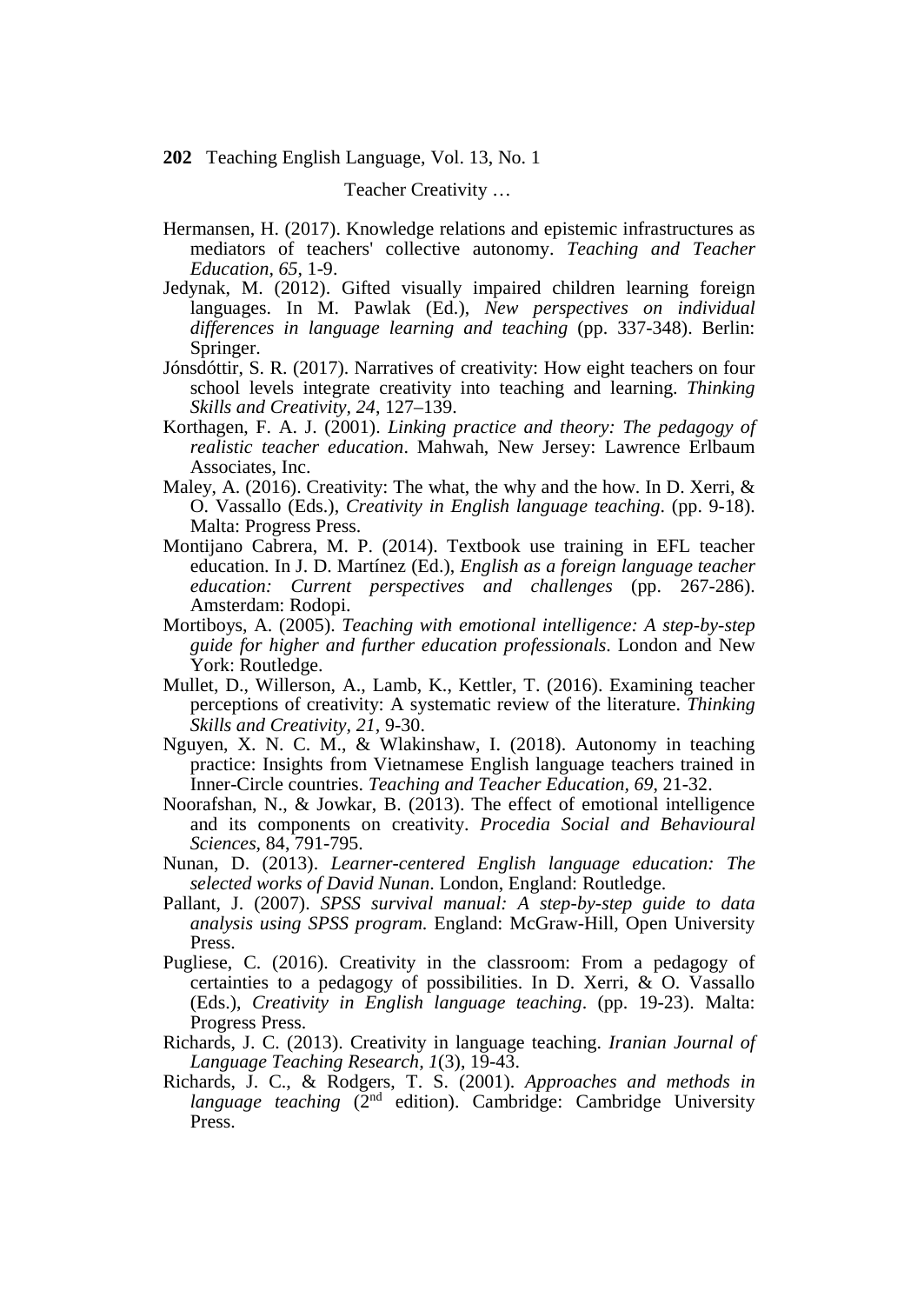Hermansen, H. (2017). Knowledge relations and epistemic infrastructures as mediators of teachers' collective autonomy. *Teaching and Teacher Education*, *65*, 1-9.

Jedynak, M. (2012). Gifted visually impaired children learning foreign languages. In M. Pawlak (Ed.), *New perspectives on individual differences in language learning and teaching* (pp. 337-348). Berlin: Springer.

Jónsdóttir, S. R. (2017). Narratives of creativity: How eight teachers on four school levels integrate creativity into teaching and learning. *Thinking Skills and Creativity, 24*, 127–139.

Korthagen, F. A. J. (2001). *Linking practice and theory: The pedagogy of realistic teacher education*. Mahwah, New Jersey: Lawrence Erlbaum Associates, Inc.

Maley, A. (2016). Creativity: The what, the why and the how. In D. Xerri, & O. Vassallo (Eds.), *Creativity in English language teaching*. (pp. 9-18). Malta: Progress Press.

Montijano Cabrera, M. P. (2014). Textbook use training in EFL teacher education. In J. D. Martínez (Ed.), *English as a foreign language teacher education: Current perspectives and challenges* (pp. 267-286). Amsterdam: Rodopi.

Mortiboys, A. (2005). *Teaching with emotional intelligence: A step-by-step guide for higher and further education professionals*. London and New York: Routledge.

Mullet, D., Willerson, A., Lamb, K., Kettler, T. (2016). Examining teacher perceptions of creativity: A systematic review of the literature. *Thinking Skills and Creativity, 21*, 9-30.

Nguyen, X. N. C. M., & Wlakinshaw, I. (2018). Autonomy in teaching practice: Insights from Vietnamese English language teachers trained in Inner-Circle countries. *Teaching and Teacher Education, 69*, 21-32.

Noorafshan, N., & Jowkar, B. (2013). The effect of emotional intelligence and its components on creativity. *Procedia Social and Behavioural Sciences*, 84, 791-795.

Nunan, D. (2013). *Learner-centered English language education: The selected works of David Nunan*. London, England: Routledge.

Pallant, J. (2007). *SPSS survival manual: A step-by-step guide to data analysis using SPSS program.* England: McGraw-Hill, Open University Press.

Pugliese, C. (2016). Creativity in the classroom: From a pedagogy of certainties to a pedagogy of possibilities. In D. Xerri, & O. Vassallo (Eds.), *Creativity in English language teaching*. (pp. 19-23). Malta: Progress Press.

Richards, J. C. (2013). Creativity in language teaching. *Iranian Journal of Language Teaching Research, 1*(3), 19-43.

Richards, J. C., & Rodgers, T. S. (2001). *Approaches and methods in language teaching* (2nd edition). Cambridge: Cambridge University Press.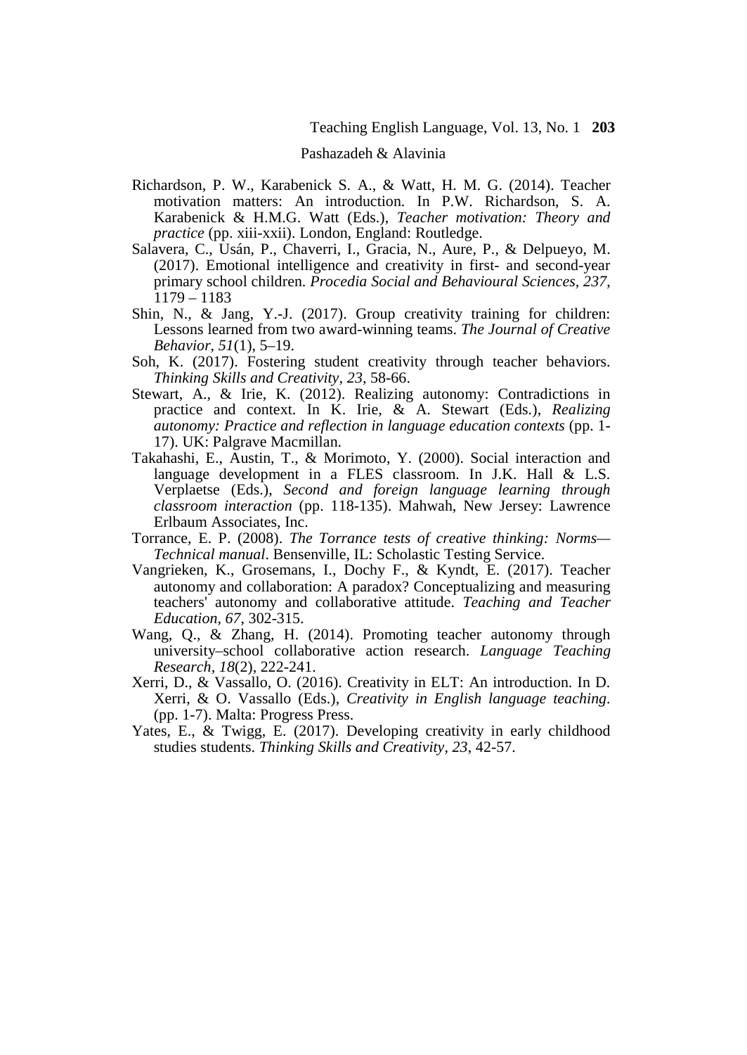Richardson, P. W., Karabenick S. A., & Watt, H. M. G. (2014). Teacher motivation matters: An introduction. In P.W. Richardson, S. A. Karabenick & H.M.G. Watt (Eds.), *Teacher motivation: Theory and practice* (pp. xiii-xxii). London, England: Routledge.

Salavera, C., Usán, P., Chaverri, I., Gracia, N., Aure, P., & Delpueyo, M. (2017). Emotional intelligence and creativity in first- and second-year primary school children. *Procedia Social and Behavioural Sciences, 237*, 1179 – 1183

Shin, N., & Jang, Y.-J. (2017). Group creativity training for children: Lessons learned from two award-winning teams. *The Journal of Creative Behavior*, *51*(1), 5–19.

Soh, K. (2017). Fostering student creativity through teacher behaviors. *Thinking Skills and Creativity, 23*, 58-66.

Stewart, A., & Irie, K. (2012). Realizing autonomy: Contradictions in practice and context. In K. Irie, & A. Stewart (Eds.), *Realizing autonomy: Practice and reflection in language education contexts* (pp. 1-17). UK: Palgrave Macmillan.

Takahashi, E., Austin, T., & Morimoto, Y. (2000). Social interaction and language development in a FLES classroom. In J.K. Hall & L.S. Verplaetse (Eds.), *Second and foreign language learning through classroom interaction* (pp. 118-135). Mahwah, New Jersey: Lawrence Erlbaum Associates, Inc.

Torrance, E. P. (2008). *The Torrance tests of creative thinking: Norms—Technical manual*. Bensenville, IL: Scholastic Testing Service.

Vangrieken, K., Grosemans, I., Dochy F., & Kyndt, E. (2017). Teacher autonomy and collaboration: A paradox? Conceptualizing and measuring teachers' autonomy and collaborative attitude. *Teaching and Teacher Education, 67*, 302-315.

Wang, Q., & Zhang, H. (2014). Promoting teacher autonomy through university–school collaborative action research. *Language Teaching Research*, *18*(2), 222-241.

Xerri, D., & Vassallo, O. (2016). Creativity in ELT: An introduction. In D. Xerri, & O. Vassallo (Eds.), *Creativity in English language teaching*. (pp. 1-7). Malta: Progress Press.

Yates, E., & Twigg, E. (2017). Developing creativity in early childhood studies students. *Thinking Skills and Creativity, 23*, 42-57.